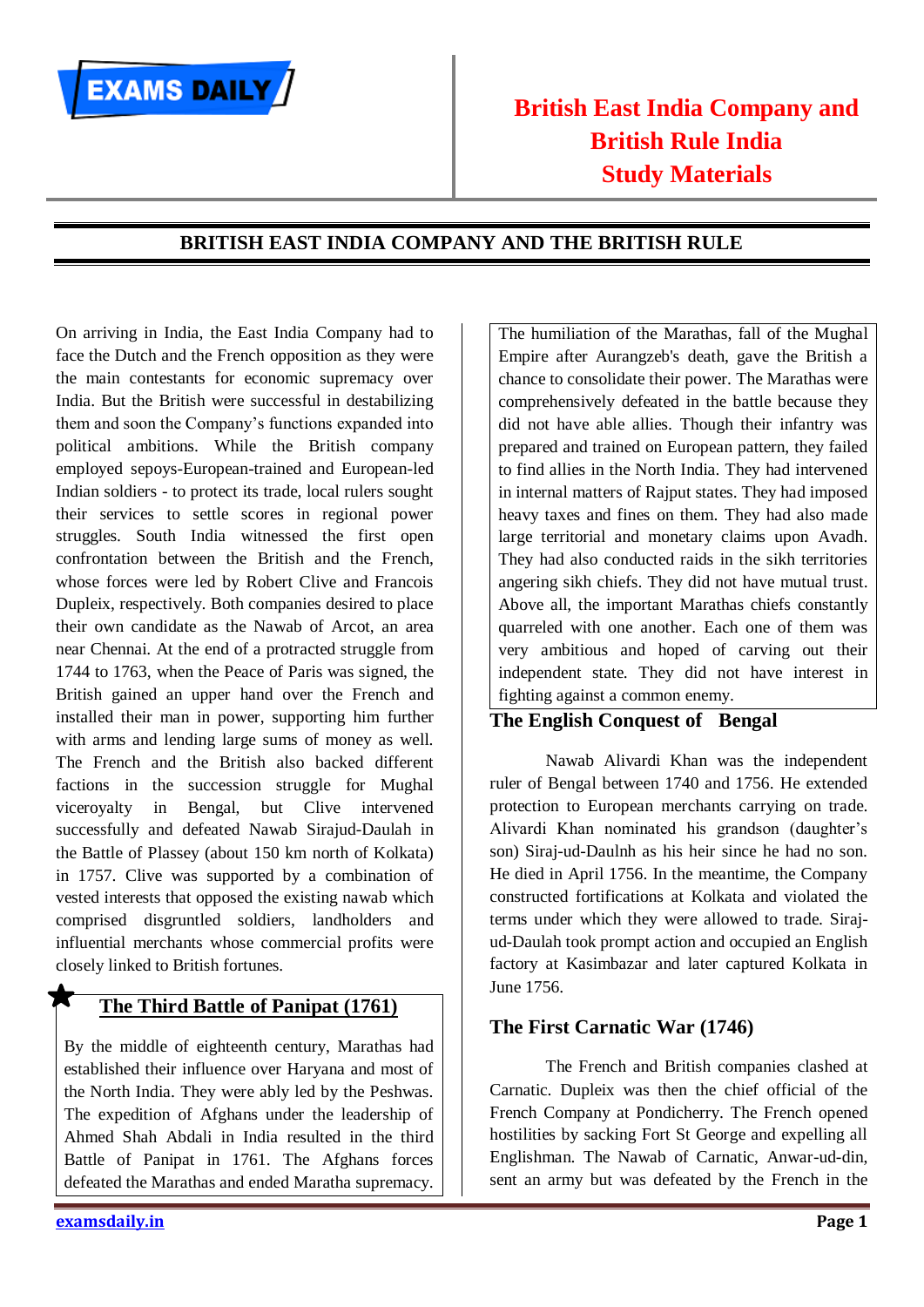# British East India Company and British Rule India Study Materials

## BRITISH EAST INDIA COMPANY AND THE BRITISH RULE

On arriving in India, the East India Company had to face the Dutch and the French opposition as they were the main contestants for economic supremacy over India. But the British were successful in destabilizing them and soon the Company's functions expanded into political ambitions. While the British company employed sepoys-European-trained and European-led Indian soldiers - to protect its trade, local rulers sought their services to settle scores in regional power struggles. South India witnessed the first open confrontation between the British and the French, whose forces were led by Robert Clive and Francois Dupleix, respectively. Both companies desired to place their own candidate as the Nawab of Arcot, an area near Chennai. At the end of a protracted struggle from 1744 to 1763, when the Peace of Paris was signed, the British gained an upper hand over the French and installed their man in power, supporting him further with arms and lending large sums of money as well. The French and the British also backed different factions in the succession struggle for Mughal viceroyalty in Bengal, but Clive intervened successfully and defeated Nawab Sirajud-Daulah in the Battle of Plassey (about 150 km north of Kolkata) in 1757. Clive was supported by a combination of vested interests that opposed the existing nawab which comprised disgruntled soldiers, landholders and influential merchants whose commercial profits were closely linked to British fortunes.

### ★ The Third Battle of Panipat (1761)

By the middle of eighteenth century, Marathas had established their influence over Haryana and most of the North India. They were ably led by the Peshwas. The expedition of Afghans under the leadership of Ahmed Shah Abdali in India resulted in the third Battle of Panipat in 1761. The Afghans forces defeated the Marathas and ended Maratha supremacy. The humiliation of the Marathas, fall of the Mughal Empire after Aurangzeb's death, gave the British a chance to consolidate their power. The Marathas were comprehensively defeated in the battle because they did not have able allies. Though their infantry was prepared and trained on European pattern, they failed to find allies in the North India. They had intervened in internal matters of Rajput states. They had imposed heavy taxes and fines on them. They had also made large territorial and monetary claims upon Avadh. They had also conducted raids in the sikh territories angering sikh chiefs. They did not have mutual trust. Above all, the important Marathas chiefs constantly quarreled with one another. Each one of them was very ambitious and hoped of carving out their independent state. They did not have interest in fighting against a common enemy.

### The English Conquest of Bengal

Nawab Alivardi Khan was the independent ruler of Bengal between 1740 and 1756. He extended protection to European merchants carrying on trade. Alivardi Khan nominated his grandson (daughter's son) Siraj-ud-Daulnh as his heir since he had no son. He died in April 1756. In the meantime, the Company constructed fortifications at Kolkata and violated the terms under which they were allowed to trade. Siraj-ud-Daulah took prompt action and occupied an English factory at Kasimbazar and later captured Kolkata in June 1756.

### The First Carnatic War (1746)

The French and British companies clashed at Carnatic. Dupleix was then the chief official of the French Company at Pondicherry. The French opened hostilities by sacking Fort St George and expelling all Englishman. The Nawab of Carnatic, Anwar-ud-din, sent an army but was defeated by the French in the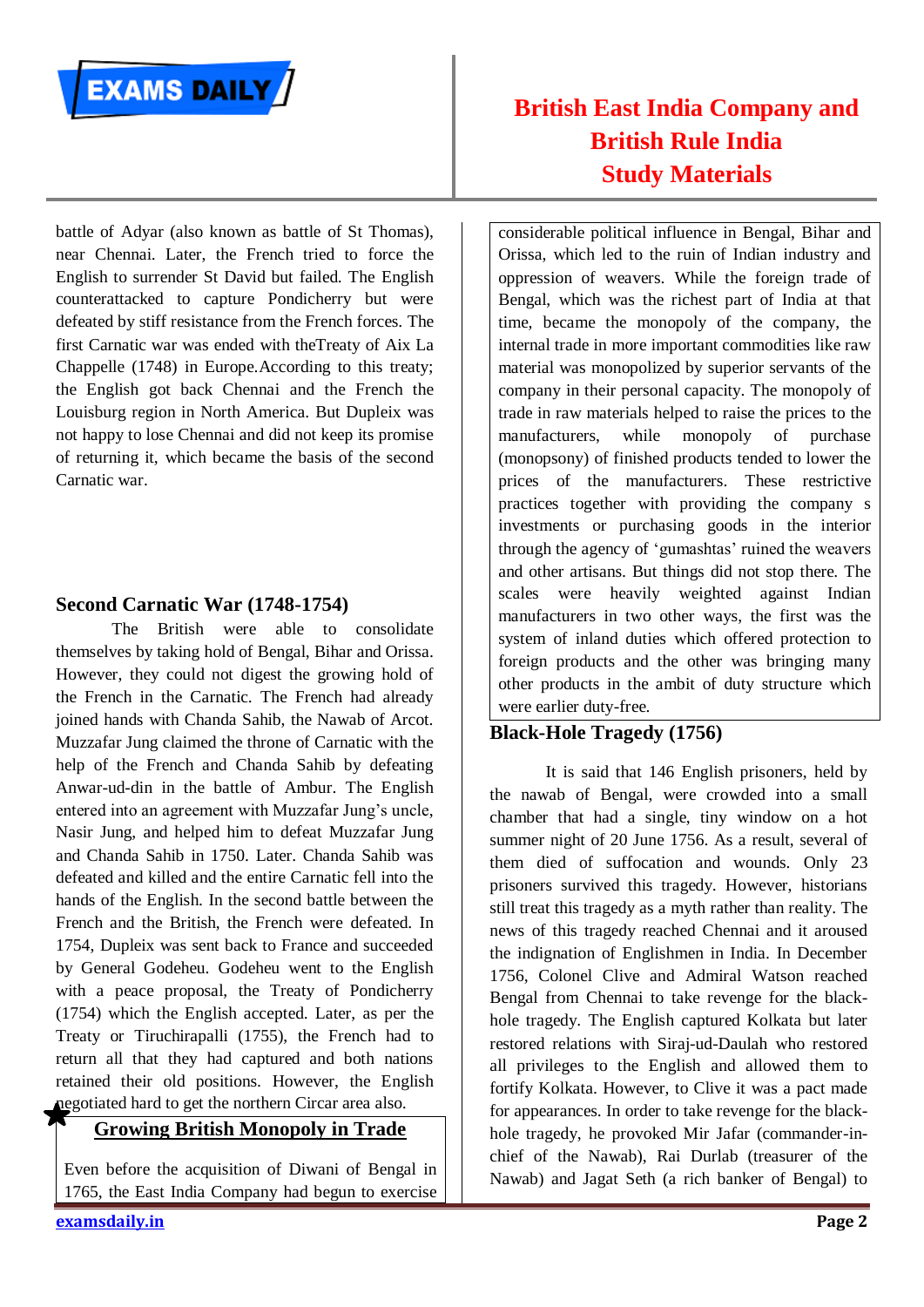battle of Adyar (also known as battle of St Thomas), near Chennai. Later, the French tried to force the English to surrender St David but failed. The English counterattacked to capture Pondicherry but were defeated by stiff resistance from the French forces. The first Carnatic war was ended with theTreaty of Aix La Chappelle (1748) in Europe.According to this treaty; the English got back Chennai and the French the Louisburg region in North America. But Dupleix was not happy to lose Chennai and did not keep its promise of returning it, which became the basis of the second Carnatic war.

## Second Carnatic War (1748-1754)

The British were able to consolidate themselves by taking hold of Bengal, Bihar and Orissa. However, they could not digest the growing hold of the French in the Carnatic. The French had already joined hands with Chanda Sahib, the Nawab of Arcot. Muzzafar Jung claimed the throne of Carnatic with the help of the French and Chanda Sahib by defeating Anwar-ud-din in the battle of Ambur. The English entered into an agreement with Muzzafar Jung's uncle, Nasir Jung, and helped him to defeat Muzzafar Jung and Chanda Sahib in 1750. Later, Chanda Sahib was defeated and killed and the entire Carnatic fell into the hands of the English. In the second battle between the French and the British, the French were defeated. In 1754, Dupleix was sent back to France and succeeded by General Godeheu. Godeheu went to the English with a peace proposal, the Treaty of Pondicherry (1754) which the English accepted. Later, as per the Treaty or Tiruchirapalli (1755), the French had to return all that they had captured and both nations retained their old positions. However, the English negotiated hard to get the northern Circar area also.

## Growing British Monopoly in Trade

Even before the acquisition of Diwani of Bengal in 1765, the East India Company had begun to exercise considerable political influence in Bengal, Bihar and Orissa, which led to the ruin of Indian industry and oppression of weavers. While the foreign trade of Bengal, which was the richest part of India at that time, became the monopoly of the company, the internal trade in more important commodities like raw material was monopolized by superior servants of the company in their personal capacity. The monopoly of trade in raw materials helped to raise the prices to the manufacturers, while monopoly of purchase (monopsony) of finished products tended to lower the prices of the manufacturers. These restrictive practices together with providing the company s investments or purchasing goods in the interior through the agency of 'gumashtas' ruined the weavers and other artisans. But things did not stop there. The scales were heavily weighted against Indian manufacturers in two other ways, the first was the system of inland duties which offered protection to foreign products and the other was bringing many other products in the ambit of duty structure which were earlier duty-free.

## Black-Hole Tragedy (1756)

It is said that 146 English prisoners, held by the nawab of Bengal, were crowded into a small chamber that had a single, tiny window on a hot summer night of 20 June 1756. As a result, several of them died of suffocation and wounds. Only 23 prisoners survived this tragedy. However, historians still treat this tragedy as a myth rather than reality. The news of this tragedy reached Chennai and it aroused the indignation of Englishmen in India. In December 1756, Colonel Clive and Admiral Watson reached Bengal from Chennai to take revenge for the black-hole tragedy. The English captured Kolkata but later restored relations with Siraj-ud-Daulah who restored all privileges to the English and allowed them to fortify Kolkata. However, to Clive it was a pact made for appearances. In order to take revenge for the black-hole tragedy, he provoked Mir Jafar (commander-in-chief of the Nawab), Rai Durlab (treasurer of the Nawab) and Jagat Seth (a rich banker of Bengal) to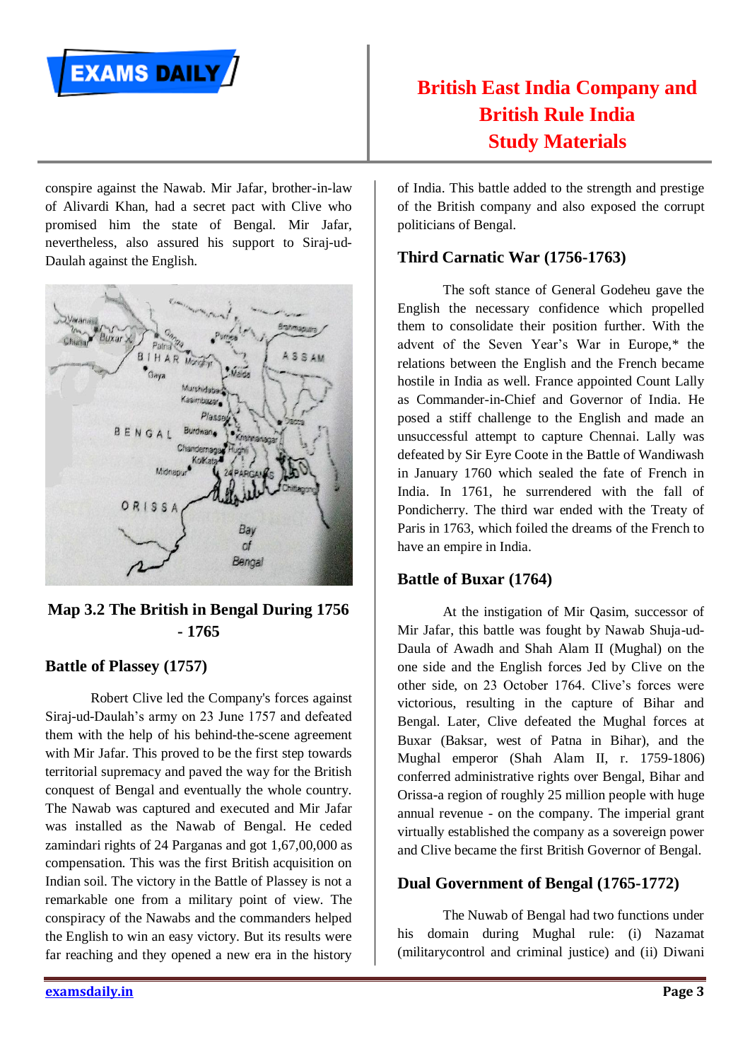conspire against the Nawab. Mir Jafar, brother-in-law of Alivardi Khan, had a secret pact with Clive who promised him the state of Bengal. Mir Jafar, nevertheless, also assured his support to Siraj-ud-Daulah against the English.

**Map 3.2 The British in Bengal During 1756 - 1765**

### Battle of Plassey (1757)

Robert Clive led the Company's forces against Siraj-ud-Daulah's army on 23 June 1757 and defeated them with the help of his behind-the-scene agreement with Mir Jafar. This proved to be the first step towards territorial supremacy and paved the way for the British conquest of Bengal and eventually the whole country. The Nawab was captured and executed and Mir Jafar was installed as the Nawab of Bengal. He ceded zamindari rights of 24 Parganas and got 1,67,00,000 as compensation. This was the first British acquisition on Indian soil. The victory in the Battle of Plassey is not a remarkable one from a military point of view. The conspiracy of the Nawabs and the commanders helped the English to win an easy victory. But its results were far reaching and they opened a new era in the history of India. This battle added to the strength and prestige of the British company and also exposed the corrupt politicians of Bengal.

### Third Carnatic War (1756-1763)

The soft stance of General Godeheu gave the English the necessary confidence which propelled them to consolidate their position further. With the advent of the Seven Year's War in Europe,* the relations between the English and the French became hostile in India as well. France appointed Count Lally as Commander-in-Chief and Governor of India. He posed a stiff challenge to the English and made an unsuccessful attempt to capture Chennai. Lally was defeated by Sir Eyre Coote in the Battle of Wandiwash in January 1760 which sealed the fate of French in India. In 1761, he surrendered with the fall of Pondicherry. The third war ended with the Treaty of Paris in 1763, which foiled the dreams of the French to have an empire in India.

### Battle of Buxar (1764)

At the instigation of Mir Qasim, successor of Mir Jafar, this battle was fought by Nawab Shuja-ud-Daula of Awadh and Shah Alam II (Mughal) on the one side and the English forces Jed by Clive on the other side, on 23 October 1764. Clive's forces were victorious, resulting in the capture of Bihar and Bengal. Later, Clive defeated the Mughal forces at Buxar (Baksar, west of Patna in Bihar), and the Mughal emperor (Shah Alam II, r. 1759-1806) conferred administrative rights over Bengal, Bihar and Orissa-a region of roughly 25 million people with huge annual revenue - on the company. The imperial grant virtually established the company as a sovereign power and Clive became the first British Governor of Bengal.

### Dual Government of Bengal (1765-1772)

The Nuwab of Bengal had two functions under his domain during Mughal rule: (i) Nazamat (militarycontrol and criminal justice) and (ii) Diwani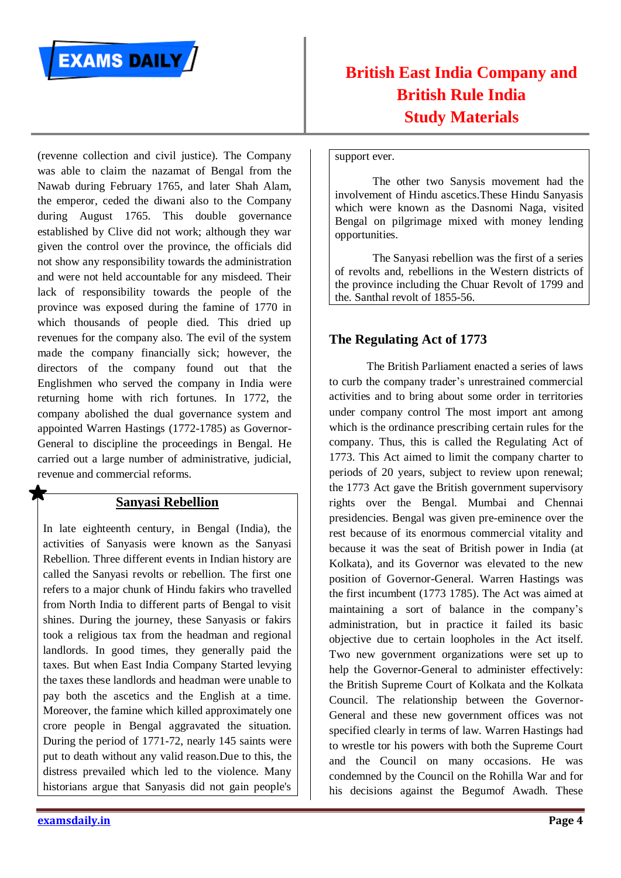(revenne collection and civil justice). The Company was able to claim the nazamat of Bengal from the Nawab during February 1765, and later Shah Alam, the emperor, ceded the diwani also to the Company during August 1765. This double governance established by Clive did not work; although they war given the control over the province, the officials did not show any responsibility towards the administration and were not held accountable for any misdeed. Their lack of responsibility towards the people of the province was exposed during the famine of 1770 in which thousands of people died. This dried up revenues for the company also. The evil of the system made the company financially sick; however, the directors of the company found out that the Englishmen who served the company in India were returning home with rich fortunes. In 1772, the company abolished the dual governance system and appointed Warren Hastings (1772-1785) as Governor-General to discipline the proceedings in Bengal. He carried out a large number of administrative, judicial, revenue and commercial reforms.

## Sanyasi Rebellion

In late eighteenth century, in Bengal (India), the activities of Sanyasis were known as the Sanyasi Rebellion. Three different events in Indian history are called the Sanyasi revolts or rebellion. The first one refers to a major chunk of Hindu fakirs who travelled from North India to different parts of Bengal to visit shines. During the journey, these Sanyasis or fakirs took a religious tax from the headman and regional landlords. In good times, they generally paid the taxes. But when East India Company Started levying the taxes these landlords and headman were unable to pay both the ascetics and the English at a time. Moreover, the famine which killed approximately one crore people in Bengal aggravated the situation. During the period of 1771-72, nearly 145 saints were put to death without any valid reason.Due to this, the distress prevailed which led to the violence. Many historians argue that Sanyasis did not gain people's support ever.

The other two Sanysis movement had the involvement of Hindu ascetics.These Hindu Sanyasis which were known as the Dasnomi Naga, visited Bengal on pilgrimage mixed with money lending opportunities.

The Sanyasi rebellion was the first of a series of revolts and, rebellions in the Western districts of the province including the Chuar Revolt of 1799 and the. Santhal revolt of 1855-56.

## The Regulating Act of 1773

The British Parliament enacted a series of laws to curb the company trader's unrestrained commercial activities and to bring about some order in territories under company control The most import ant among which is the ordinance prescribing certain rules for the company. Thus, this is called the Regulating Act of 1773. This Act aimed to limit the company charter to periods of 20 years, subject to review upon renewal; the 1773 Act gave the British government supervisory rights over the Bengal. Mumbai and Chennai presidencies. Bengal was given pre-eminence over the rest because of its enormous commercial vitality and because it was the seat of British power in India (at Kolkata), and its Governor was elevated to the new position of Governor-General. Warren Hastings was the first incumbent (1773 1785). The Act was aimed at maintaining a sort of balance in the company's administration, but in practice it failed its basic objective due to certain loopholes in the Act itself. Two new government organizations were set up to help the Governor-General to administer effectively: the British Supreme Court of Kolkata and the Kolkata Council. The relationship between the Governor-General and these new government offices was not specified clearly in terms of law. Warren Hastings had to wrestle tor his powers with both the Supreme Court and the Council on many occasions. He was condemned by the Council on the Rohilla War and for his decisions against the Begumof Awadh. These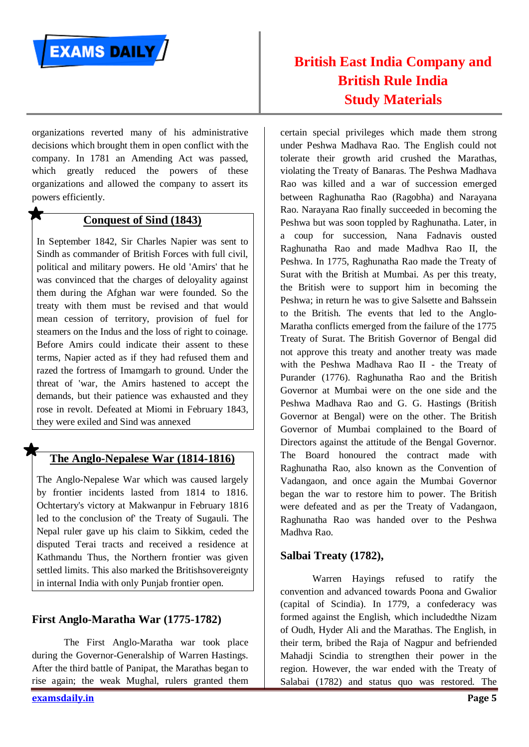organizations reverted many of his administrative decisions which brought them in open conflict with the company. In 1781 an Amending Act was passed, which greatly reduced the powers of these organizations and allowed the company to assert its powers efficiently.

## Conquest of Sind (1843)

In September 1842, Sir Charles Napier was sent to Sindh as commander of British Forces with full civil, political and military powers. He old 'Amirs' that he was convinced that the charges of deloyality against them during the Afghan war were founded. So the treaty with them must be revised and that would mean cession of territory, provision of fuel for steamers on the Indus and the loss of right to coinage. Before Amirs could indicate their assent to these terms, Napier acted as if they had refused them and razed the fortress of Imamgarh to ground. Under the threat of 'war, the Amirs hastened to accept the demands, but their patience was exhausted and they rose in revolt. Defeated at Miomi in February 1843, they were exiled and Sind was annexed

## The Anglo-Nepalese War (1814-1816)

The Anglo-Nepalese War which was caused largely by frontier incidents lasted from 1814 to 1816. Ochtertary's victory at Makwanpur in February 1816 led to the conclusion of' the Treaty of Sugauli. The Nepal ruler gave up his claim to Sikkim, ceded the disputed Terai tracts and received a residence at Kathmandu Thus, the Northern frontier was given settled limits. This also marked the Britishsovereignty in internal India with only Punjab frontier open.

## First Anglo-Maratha War (1775-1782)

The First Anglo-Maratha war took place during the Governor-Generalship of Warren Hastings. After the third battle of Panipat, the Marathas began to rise again; the weak Mughal, rulers granted them certain special privileges which made them strong under Peshwa Madhava Rao. The English could not tolerate their growth arid crushed the Marathas, violating the Treaty of Banaras. The Peshwa Madhava Rao was killed and a war of succession emerged between Raghunatha Rao (Ragobha) and Narayana Rao. Narayana Rao finally succeeded in becoming the Peshwa but was soon toppled by Raghunatha. Later, in a coup for succession, Nana Fadnavis ousted Raghunatha Rao and made Madhva Rao II, the Peshwa. In 1775, Raghunatha Rao made the Treaty of Surat with the British at Mumbai. As per this treaty, the British were to support him in becoming the Peshwa; in return he was to give Salsette and Bahssein to the British. The events that led to the Anglo-Maratha conflicts emerged from the failure of the 1775 Treaty of Surat. The British Governor of Bengal did not approve this treaty and another treaty was made with the Peshwa Madhava Rao II - the Treaty of Purander (1776). Raghunatha Rao and the British Governor at Mumbai were on the one side and the Peshwa Madhava Rao and G. G. Hastings (British Governor at Bengal) were on the other. The British Governor of Mumbai complained to the Board of Directors against the attitude of the Bengal Governor. The Board honoured the contract made with Raghunatha Rao, also known as the Convention of Vadangaon, and once again the Mumbai Governor began the war to restore him to power. The British were defeated and as per the Treaty of Vadangaon, Raghunatha Rao was handed over to the Peshwa Madhva Rao.

### Salbai Treaty (1782),

Warren Hayings refused to ratify the convention and advanced towards Poona and Gwalior (capital of Scindia). In 1779, a confederacy was formed against the English, which includedthe Nizam of Oudh, Hyder Ali and the Marathas. The English, in their term, bribed the Raja of Nagpur and befriended Mahadji Scindia to strengthen their power in the region. However, the war ended with the Treaty of Salabai (1782) and status quo was restored. The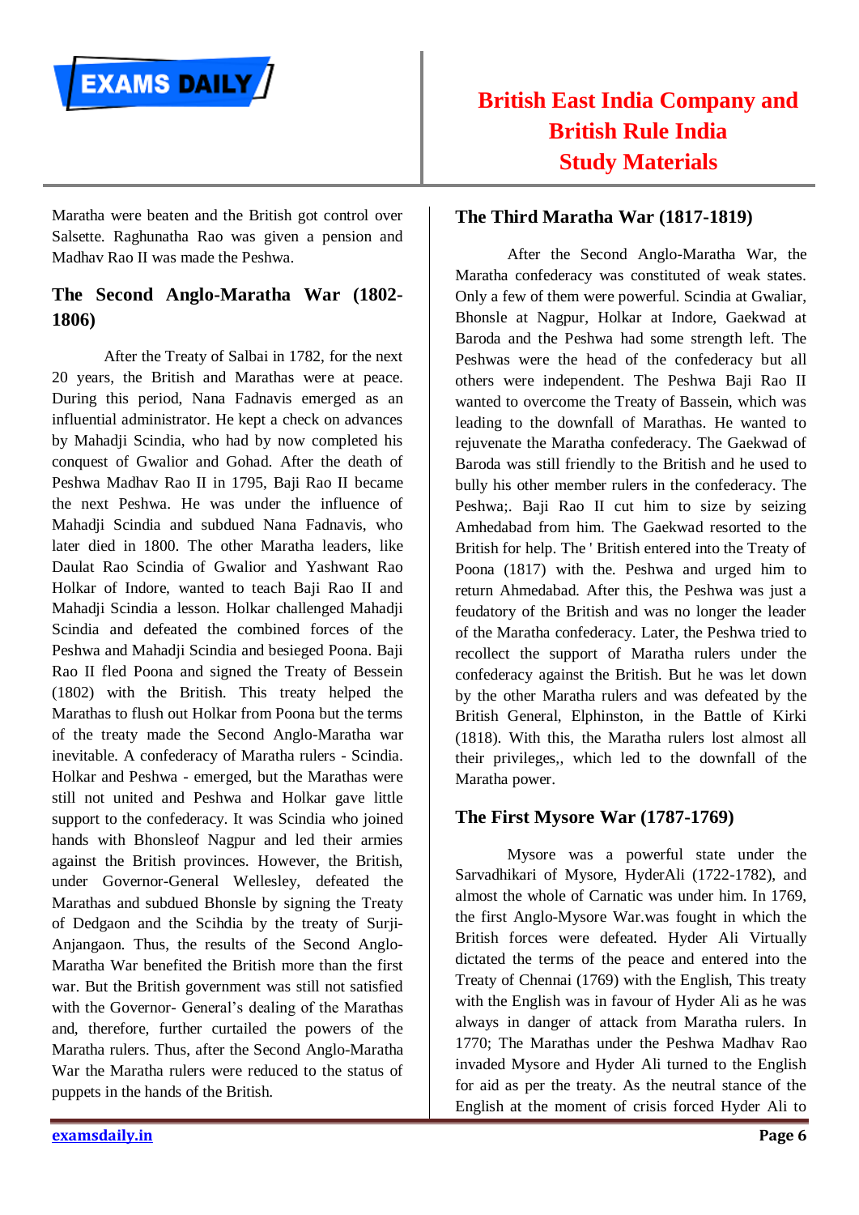Maratha were beaten and the British got control over Salsette. Raghunatha Rao was given a pension and Madhav Rao II was made the Peshwa.

## The Second Anglo-Maratha War (1802-1806)

After the Treaty of Salbai in 1782, for the next 20 years, the British and Marathas were at peace. During this period, Nana Fadnavis emerged as an influential administrator. He kept a check on advances by Mahadji Scindia, who had by now completed his conquest of Gwalior and Gohad. After the death of Peshwa Madhav Rao II in 1795, Baji Rao II became the next Peshwa. He was under the influence of Mahadji Scindia and subdued Nana Fadnavis, who later died in 1800. The other Maratha leaders, like Daulat Rao Scindia of Gwalior and Yashwant Rao Holkar of Indore, wanted to teach Baji Rao II and Mahadji Scindia a lesson. Holkar challenged Mahadji Scindia and defeated the combined forces of the Peshwa and Mahadji Scindia and besieged Poona. Baji Rao II fled Poona and signed the Treaty of Bessein (1802) with the British. This treaty helped the Marathas to flush out Holkar from Poona but the terms of the treaty made the Second Anglo-Maratha war inevitable. A confederacy of Maratha rulers - Scindia. Holkar and Peshwa - emerged, but the Marathas were still not united and Peshwa and Holkar gave little support to the confederacy. It was Scindia who joined hands with Bhonsleof Nagpur and led their armies against the British provinces. However, the British, under Governor-General Wellesley, defeated the Marathas and subdued Bhonsle by signing the Treaty of Dedgaon and the Scihdia by the treaty of Surji-Anjangaon. Thus, the results of the Second Anglo-Maratha War benefited the British more than the first war. But the British government was still not satisfied with the Governor- General's dealing of the Marathas and, therefore, further curtailed the powers of the Maratha rulers. Thus, after the Second Anglo-Maratha War the Maratha rulers were reduced to the status of puppets in the hands of the British.

## The Third Maratha War (1817-1819)

After the Second Anglo-Maratha War, the Maratha confederacy was constituted of weak states. Only a few of them were powerful. Scindia at Gwaliar, Bhonsle at Nagpur, Holkar at Indore, Gaekwad at Baroda and the Peshwa had some strength left. The Peshwas were the head of the confederacy but all others were independent. The Peshwa Baji Rao II wanted to overcome the Treaty of Bassein, which was leading to the downfall of Marathas. He wanted to rejuvenate the Maratha confederacy. The Gaekwad of Baroda was still friendly to the British and he used to bully his other member rulers in the confederacy. The Peshwa;. Baji Rao II cut him to size by seizing Amhedabad from him. The Gaekwad resorted to the British for help. The ' British entered into the Treaty of Poona (1817) with the. Peshwa and urged him to return Ahmedabad. After this, the Peshwa was just a feudatory of the British and was no longer the leader of the Maratha confederacy. Later, the Peshwa tried to recollect the support of Maratha rulers under the confederacy against the British. But he was let down by the other Maratha rulers and was defeated by the British General, Elphinston, in the Battle of Kirki (1818). With this, the Maratha rulers lost almost all their privileges,, which led to the downfall of the Maratha power.

## The First Mysore War (1787-1769)

Mysore was a powerful state under the Sarvadhikari of Mysore, HyderAli (1722-1782), and almost the whole of Carnatic was under him. In 1769, the first Anglo-Mysore War.was fought in which the British forces were defeated. Hyder Ali Virtually dictated the terms of the peace and entered into the Treaty of Chennai (1769) with the English, This treaty with the English was in favour of Hyder Ali as he was always in danger of attack from Maratha rulers. In 1770; The Marathas under the Peshwa Madhav Rao invaded Mysore and Hyder Ali turned to the English for aid as per the treaty. As the neutral stance of the English at the moment of crisis forced Hyder Ali to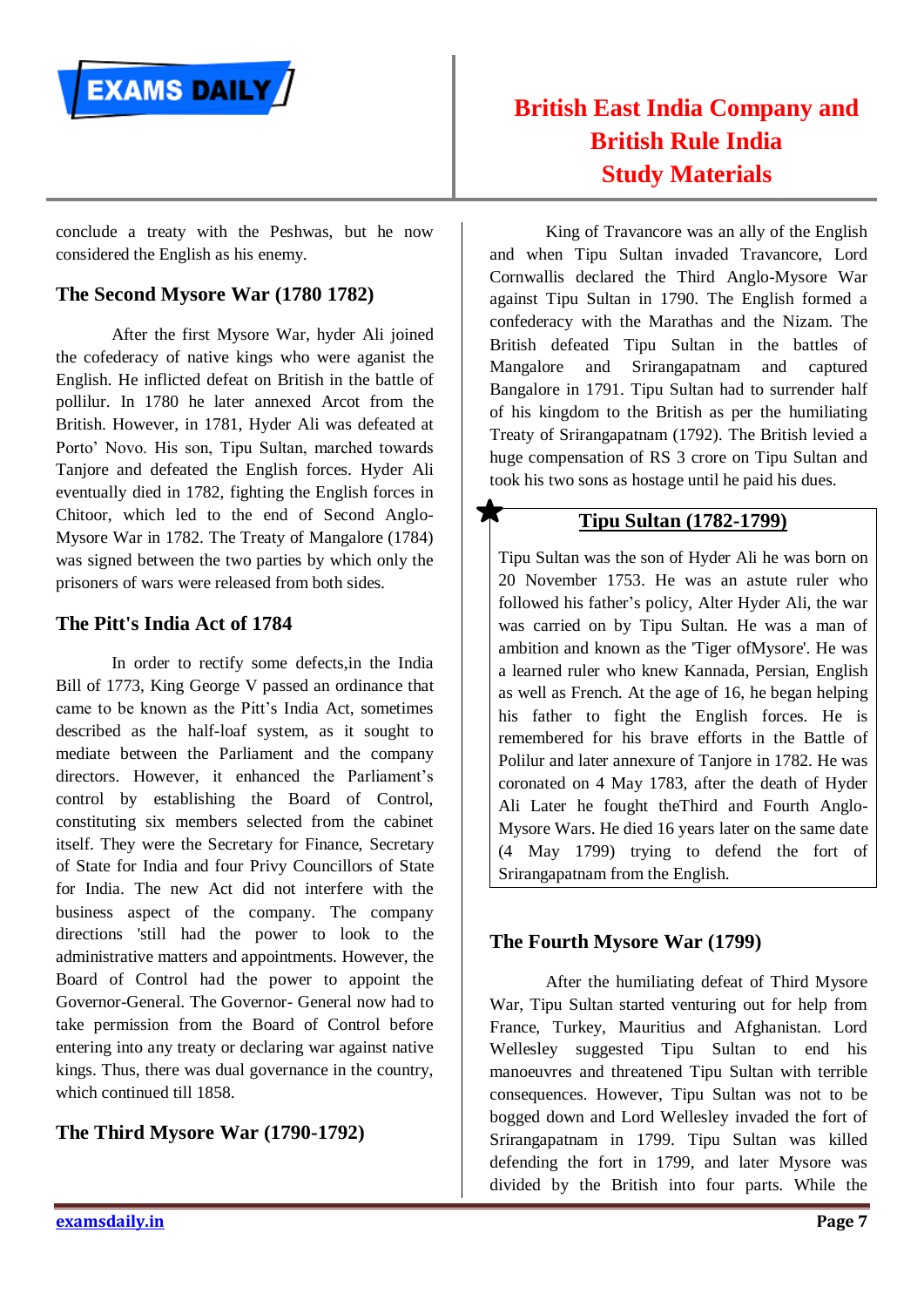conclude a treaty with the Peshwas, but he now considered the English as his enemy.

## The Second Mysore War (1780 1782)

After the first Mysore War, hyder Ali joined the cofederacy of native kings who were against the English. He inflicted defeat on British in the battle of pollilur. In 1780 he later annexed Arcot from the British. However, in 1781, Hyder Ali was defeated at Porto' Novo. His son, Tipu Sultan, marched towards Tanjore and defeated the English forces. Hyder Ali eventually died in 1782, fighting the English forces in Chitoor, which led to the end of Second Anglo-Mysore War in 1782. The Treaty of Mangalore (1784) was signed between the two parties by which only the prisoners of wars were released from both sides.

## The Pitt's India Act of 1784

In order to rectify some defects,in the India Bill of 1773, King George V passed an ordinance that came to be known as the Pitt's India Act, sometimes described as the half-loaf system, as it sought to mediate between the Parliament and the company directors. However, it enhanced the Parliament's control by establishing the Board of Control, constituting six members selected from the cabinet itself. They were the Secretary for Finance, Secretary of State for India and four Privy Councillors of State for India. The new Act did not interfere with the business aspect of the company. The company directions 'still had the power to look to the administrative matters and appointments. However, the Board of Control had the power to appoint the Governor-General. The Governor- General now had to take permission from the Board of Control before entering into any treaty or declaring war against native kings. Thus, there was dual governance in the country, which continued till 1858.

## The Third Mysore War (1790-1792)

King of Travancore was an ally of the English and when Tipu Sultan invaded Travancore, Lord Cornwallis declared the Third Anglo-Mysore War against Tipu Sultan in 1790. The English formed a confederacy with the Marathas and the Nizam. The British defeated Tipu Sultan in the battles of Mangalore and Srirangapatnam and captured Bangalore in 1791. Tipu Sultan had to surrender half of his kingdom to the British as per the humiliating Treaty of Srirangapatnam (1792). The British levied a huge compensation of RS 3 crore on Tipu Sultan and took his two sons as hostage until he paid his dues.

## Tipu Sultan (1782-1799)

Tipu Sultan was the son of Hyder Ali he was born on 20 November 1753. He was an astute ruler who followed his father's policy, Alter Hyder Ali, the war was carried on by Tipu Sultan. He was a man of ambition and known as the 'Tiger ofMysore'. He was a learned ruler who knew Kannada, Persian, English as well as French. At the age of 16, he began helping his father to fight the English forces. He is remembered for his brave efforts in the Battle of Polilur and later annexure of Tanjore in 1782. He was coronated on 4 May 1783, after the death of Hyder Ali Later he fought theThird and Fourth Anglo-Mysore Wars. He died 16 years later on the same date (4 May 1799) trying to defend the fort of Srirangapatnam from the English.

## The Fourth Mysore War (1799)

After the humiliating defeat of Third Mysore War, Tipu Sultan started venturing out for help from France, Turkey, Mauritius and Afghanistan. Lord Wellesley suggested Tipu Sultan to end his manoeuvres and threatened Tipu Sultan with terrible consequences. However, Tipu Sultan was not to be bogged down and Lord Wellesley invaded the fort of Srirangapatnam in 1799. Tipu Sultan was killed defending the fort in 1799, and later Mysore was divided by the British into four parts. While the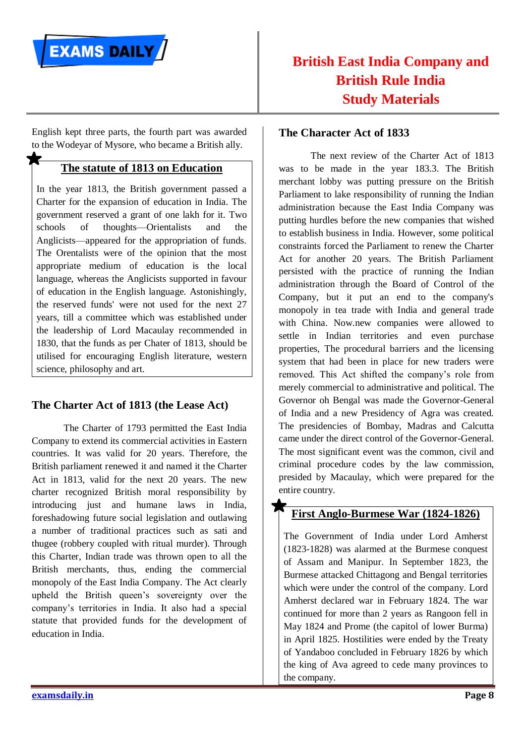English kept three parts, the fourth part was awarded to the Wodeyar of Mysore, who became a British ally.

## The statute of 1813 on Education

In the year 1813, the British government passed a Charter for the expansion of education in India. The government reserved a grant of one lakh for it. Two schools of thoughts—Orientalists and the Anglicists—appeared for the appropriation of funds. The Orentalists were of the opinion that the most appropriate medium of education is the local language, whereas the Anglicists supported in favour of education in the English language. Astonishingly, the reserved funds' were not used for the next 27 years, till a committee which was established under the leadership of Lord Macaulay recommended in 1830, that the funds as per Chater of 1813, should be utilised for encouraging English literature, western science, philosophy and art.

## The Charter Act of 1813 (the Lease Act)

The Charter of 1793 permitted the East India Company to extend its commercial activities in Eastern countries. It was valid for 20 years. Therefore, the British parliament renewed it and named it the Charter Act in 1813, valid for the next 20 years. The new charter recognized British moral responsibility by introducing just and humane laws in India, foreshadowing future social legislation and outlawing a number of traditional practices such as sati and thugee (robbery coupled with ritual murder). Through this Charter, Indian trade was thrown open to all the British merchants, thus, ending the commercial monopoly of the East India Company. The Act clearly upheld the British queen's sovereignty over the company's territories in India. It also had a special statute that provided funds for the development of education in India.

## The Characer Act of 1833

The next review of the Charter Act of 1813 was to be made in the year 183.3. The British merchant lobby was putting pressure on the British Parliament to lake responsibility of running the Indian administration because the East India Company was putting hurdles before the new companies that wished to establish business in India. However, some political constraints forced the Parliament to renew the Charter Act for another 20 years. The British Parliament persisted with the practice of running the Indian administration through the Board of Control of the Company, but it put an end to the company's monopoly in tea trade with India and general trade with China. Now.new companies were allowed to settle in Indian territories and even purchase properties, The procedural barriers and the licensing system that had been in place for new traders were removed. This Act shifted the company's role from merely commercial to administrative and political. The Governor oh Bengal was made the Governor-General of India and a new Presidency of Agra was created. The presidencies of Bombay, Madras and Calcutta came under the direct control of the Governor-General. The most significant event was the common, civil and criminal procedure codes by the law commission, presided by Macaulay, which were prepared for the entire country.

## First Anglo-Burmese War (1824-1826)

The Government of India under Lord Amherst (1823-1828) was alarmed at the Burmese conquest of Assam and Manipur. In September 1823, the Burmese attacked Chittagong and Bengal territories which were under the control of the company. Lord Amherst declared war in February 1824. The war continued for more than 2 years as Rangoon fell in May 1824 and Prome (the capitol of lower Burma) in April 1825. Hostilities were ended by the Treaty of Yandaboo concluded in February 1826 by which the king of Ava agreed to cede many provinces to the company.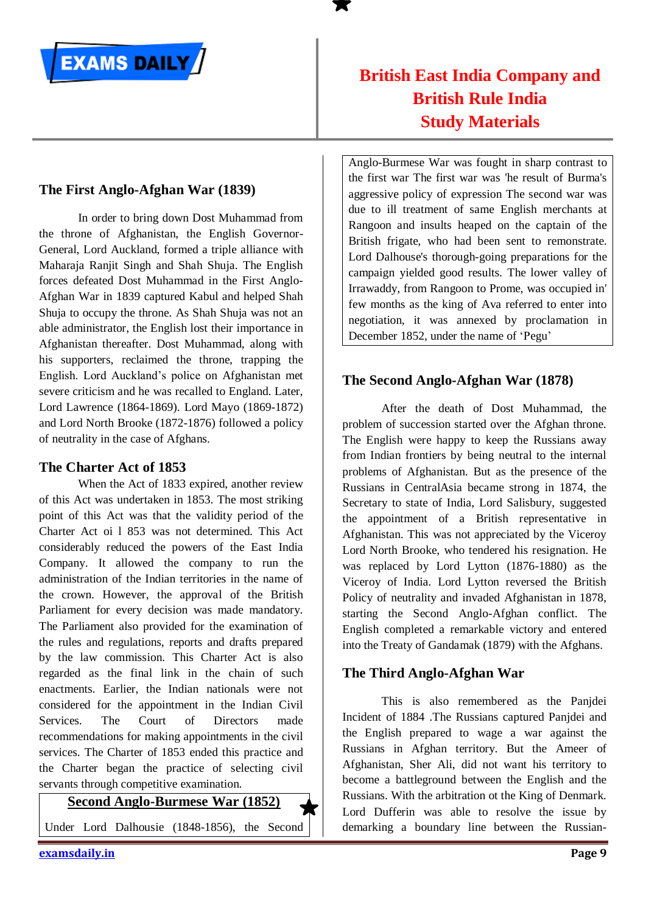## The First Anglo-Afghan War (1839)

In order to bring down Dost Muhammad from the throne of Afghanistan, the English Governor-General, Lord Auckland, formed a triple alliance with Maharaja Ranjit Singh and Shah Shuja. The English forces defeated Dost Muhammad in the First Anglo-Afghan War in 1839 captured Kabul and helped Shah Shuja to occupy the throne. As Shah Shuja was not an able administrator, the English lost their importance in Afghanistan thereafter. Dost Muhammad, along with his supporters, reclaimed the throne, trapping the English. Lord Auckland's police on Afghanistan met severe criticism and he was recalled to England. Later, Lord Lawrence (1864-1869). Lord Mayo (1869-1872) and Lord North Brooke (1872-1876) followed a policy of neutrality in the case of Afghans.

## The Charter Act of 1853

When the Act of 1833 expired, another review of this Act was undertaken in 1853. The most striking point of this Act was that the validity period of the Charter Act oi l 853 was not determined. This Act considerably reduced the powers of the East India Company. It allowed the company to run the administration of the Indian territories in the name of the crown. However, the approval of the British Parliament for every decision was made mandatory. The Parliament also provided for the examination of the rules and regulations, reports and drafts prepared by the law commission. This Charter Act is also regarded as the final link in the chain of such enactments. Earlier, the Indian nationals were not considered for the appointment in the Indian Civil Services. The Court of Directors made recommendations for making appointments in the civil services. The Charter of 1853 ended this practice and the Charter began the practice of selecting civil servants through competitive examination.

## Second Anglo-Burmese War (1852)

Under Lord Dalhousie (1848-1856), the Second Anglo-Burmese War was fought in sharp contrast to the first war The first war was 'he result of Burma's aggressive policy of expression The second war was due to ill treatment of same English merchants at Rangoon and insults heaped on the captain of the British frigate, who had been sent to remonstrate. Lord Dalhouse's thorough-going preparations for the campaign yielded good results. The lower valley of Irrawaddy, from Rangoon to Prome, was occupied in' few months as the king of Ava referred to enter into negotiation, it was annexed by proclamation in December 1852, under the name of 'Pegu'

## The Second Anglo-Afghan War (1878)

After the death of Dost Muhammad, the problem of succession started over the Afghan throne. The English were happy to keep the Russians away from Indian frontiers by being neutral to the internal problems of Afghanistan. But as the presence of the Russians in CentralAsia became strong in 1874, the Secretary to state of India, Lord Salisbury, suggested the appointment of a British representative in Afghanistan. This was not appreciated by the Viceroy Lord North Brooke, who tendered his resignation. He was replaced by Lord Lytton (1876-1880) as the Viceroy of India. Lord Lytton reversed the British Policy of neutrality and invaded Afghanistan in 1878, starting the Second Anglo-Afghan conflict. The English completed a remarkable victory and entered into the Treaty of Gandamak (1879) with the Afghans.

## The Third Anglo-Afghan War

This is also remembered as the Panjdei Incident of 1884 .The Russians captured Panjdei and the English prepared to wage a war against the Russians in Afghan territory. But the Ameer of Afghanistan, Sher Ali, did not want his territory to become a battleground between the English and the Russians. With the arbitration ot the King of Denmark. Lord Dufferin was able to resolve the issue by demarking a boundary line between the Russian-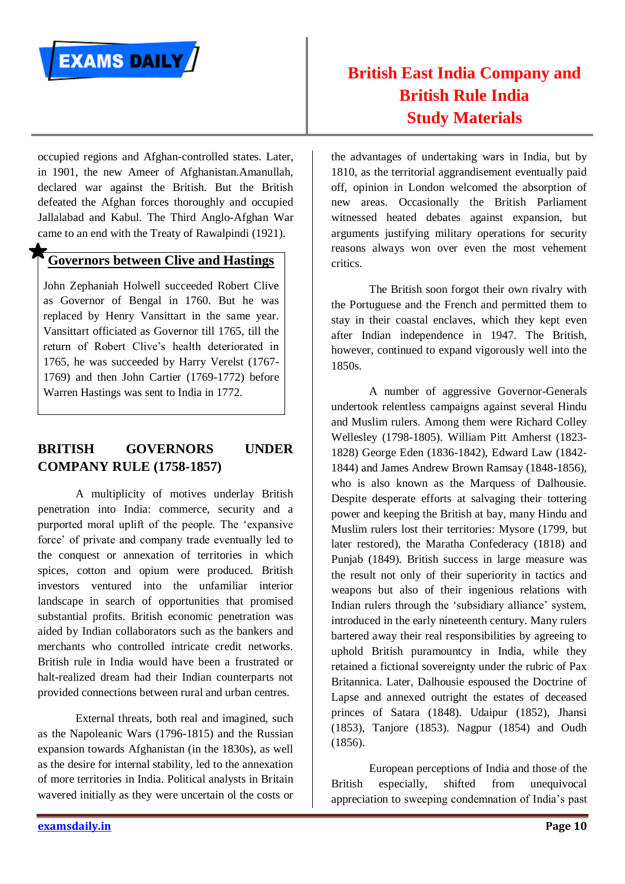occupied regions and Afghan-controlled states. Later, in 1901, the new Ameer of Afghanistan.Amanullah, declared war against the British. But the British defeated the Afghan forces thoroughly and occupied Jallalabad and Kabul. The Third Anglo-Afghan War came to an end with the Treaty of Rawalpindi (1921).

## Governors between Clive and Hastings

John Zephaniah Holwell succeeded Robert Clive as Governor of Bengal in 1760. But he was replaced by Henry Vansittart in the same year. Vansittart officiated as Governor till 1765, till the return of Robert Clive's health deteriorated in 1765, he was succeeded by Harry Verelst (1767-1769) and then John Cartier (1769-1772) before Warren Hastings was sent to India in 1772.

## BRITISH GOVERNORS UNDER COMPANY RULE (1758-1857)

A multiplicity of motives underlay British penetration into India: commerce, security and a purported moral uplift of the people. The 'expansive force' of private and company trade eventually led to the conquest or annexation of territories in which spices, cotton and opium were produced. British investors ventured into the unfamiliar interior landscape in search of opportunities that promised substantial profits. British economic penetration was aided by Indian collaborators such as the bankers and merchants who controlled intricate credit networks. British rule in India would have been a frustrated or halt-realized dream had their Indian counterparts not provided connections between rural and urban centres.

External threats, both real and imagined, such as the Napoleanic Wars (1796-1815) and the Russian expansion towards Afghanistan (in the 1830s), as well as the desire for internal stability, led to the annexation of more territories in India. Political analysts in Britain wavered initially as they were uncertain ol the costs or the advantages of undertaking wars in India, but by 1810, as the territorial aggrandisement eventually paid off, opinion in London welcomed the absorption of new areas. Occasionally the British Parliament witnessed heated debates against expansion, but arguments justifying military operations for security reasons always won over even the most vehement critics.

The British soon forgot their own rivalry with the Portuguese and the French and permitted them to stay in their coastal enclaves, which they kept even after Indian independence in 1947. The British, however, continued to expand vigorously well into the 1850s.

A number of aggressive Governor-Generals undertook relentless campaigns against several Hindu and Muslim rulers. Among them were Richard Colley Wellesley (1798-1805). William Pitt Amherst (1823-1828) George Eden (1836-1842), Edward Law (1842-1844) and James Andrew Brown Ramsay (1848-1856), who is also known as the Marquess of Dalhousie. Despite desperate efforts at salvaging their tottering power and keeping the British at bay, many Hindu and Muslim rulers lost their territories: Mysore (1799, but later restored), the Maratha Confederacy (1818) and Punjab (1849). British success in large measure was the result not only of their superiority in tactics and weapons but also of their ingenious relations with Indian rulers through the 'subsidiary alliance' system, introduced in the early nineteenth century. Many rulers bartered away their real responsibilities by agreeing to uphold British puramountcy in India, while they retained a fictional sovereignty under the rubric of Pax Britannica. Later, Dalhousie espoused the Doctrine of Lapse and annexed outright the estates of deceased princes of Satara (1848). Udaipur (1852), Jhansi (1853), Tanjore (1853). Nagpur (1854) and Oudh (1856).

European perceptions of India and those of the British especially, shifted from unequivocal appreciation to sweeping condemnation of India's past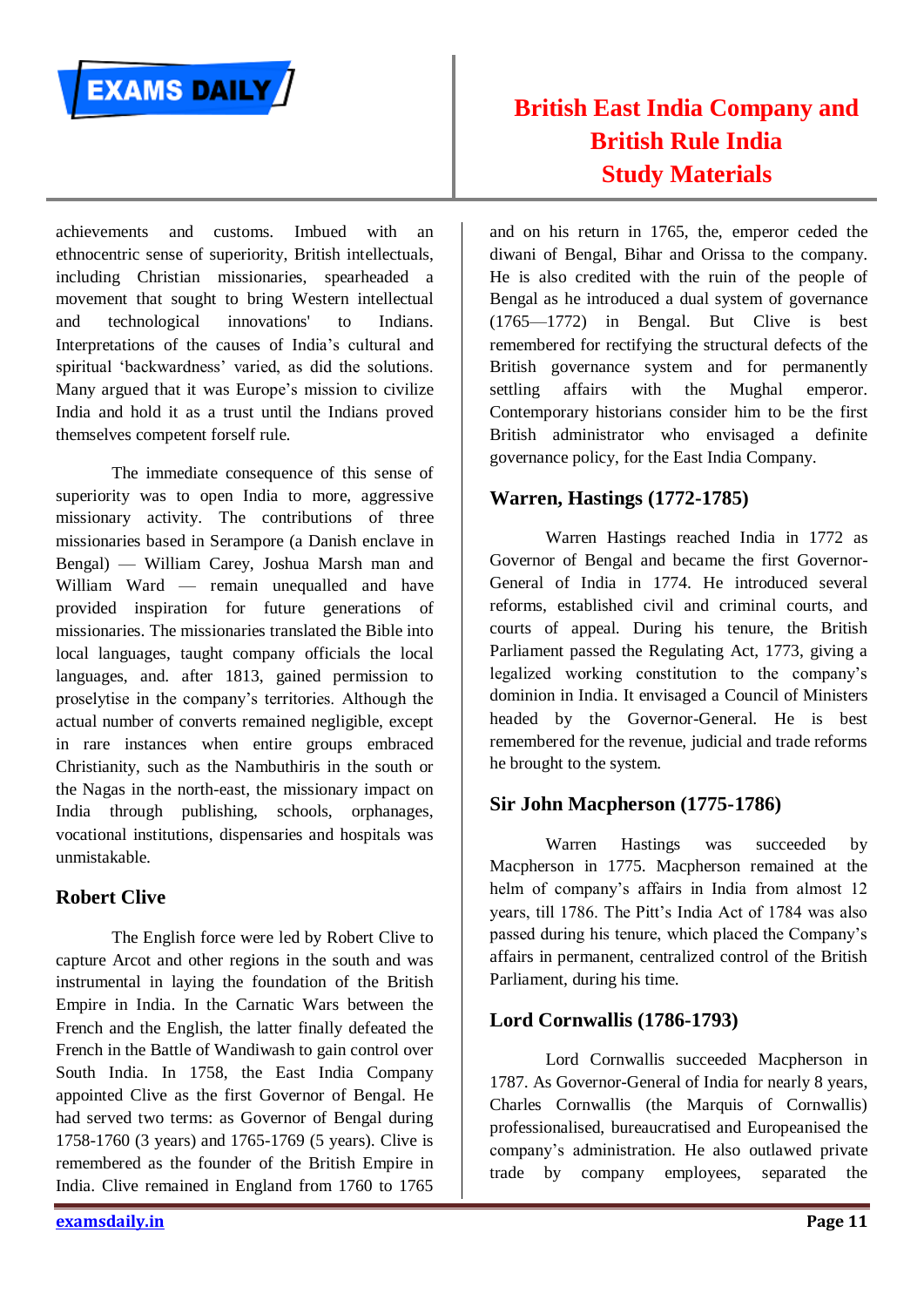achievements and customs. Imbued with an ethnocentric sense of superiority, British intellectuals, including Christian missionaries, spearheaded a movement that sought to bring Western intellectual and technological innovations' to Indians. Interpretations of the causes of India's cultural and spiritual 'backwardness' varied, as did the solutions. Many argued that it was Europe's mission to civilize India and hold it as a trust until the Indians proved themselves competent forself rule.

The immediate consequence of this sense of superiority was to open India to more, aggressive missionary activity. The contributions of three missionaries based in Serampore (a Danish enclave in Bengal) — William Carey, Joshua Marsh man and William Ward — remain unequalled and have provided inspiration for future generations of missionaries. The missionaries translated the Bible into local languages, taught company officials the local languages, and. after 1813, gained permission to proselytise in the company's territories. Although the actual number of converts remained negligible, except in rare instances when entire groups embraced Christianity, such as the Nambuthiris in the south or the Nagas in the north-east, the missionary impact on India through publishing, schools, orphanages, vocational institutions, dispensaries and hospitals was unmistakable.

## Robert Clive

The English force were led by Robert Clive to capture Arcot and other regions in the south and was instrumental in laying the foundation of the British Empire in India. In the Carnatic Wars between the French and the English, the latter finally defeated the French in the Battle of Wandiwash to gain control over South India. In 1758, the East India Company appointed Clive as the first Governor of Bengal. He had served two terms: as Governor of Bengal during 1758-1760 (3 years) and 1765-1769 (5 years). Clive is remembered as the founder of the British Empire in India. Clive remained in England from 1760 to 1765 and on his return in 1765, the, emperor ceded the diwani of Bengal, Bihar and Orissa to the company. He is also credited with the ruin of the people of Bengal as he introduced a dual system of governance (1765—1772) in Bengal. But Clive is best remembered for rectifying the structural defects of the British governance system and for permanently settling affairs with the Mughal emperor. Contemporary historians consider him to be the first British administrator who envisaged a definite governance policy, for the East India Company.

## Warren, Hastings (1772-1785)

Warren Hastings reached India in 1772 as Governor of Bengal and became the first Governor-General of India in 1774. He introduced several reforms, established civil and criminal courts, and courts of appeal. During his tenure, the British Parliament passed the Regulating Act, 1773, giving a legalized working constitution to the company's dominion in India. It envisaged a Council of Ministers headed by the Governor-General. He is best remembered for the revenue, judicial and trade reforms he brought to the system.

## Sir John Macpherson (1775-1786)

Warren Hastings was succeeded by Macpherson in 1775. Macpherson remained at the helm of company's affairs in India from almost 12 years, till 1786. The Pitt's India Act of 1784 was also passed during his tenure, which placed the Company's affairs in permanent, centralized control of the British Parliament, during his time.

## Lord Cornwallis (1786-1793)

Lord Cornwallis succeeded Macpherson in 1787. As Governor-General of India for nearly 8 years, Charles Cornwallis (the Marquis of Cornwallis) professionalised, bureaucratised and Europeanised the company's administration. He also outlawed private trade by company employees, separated the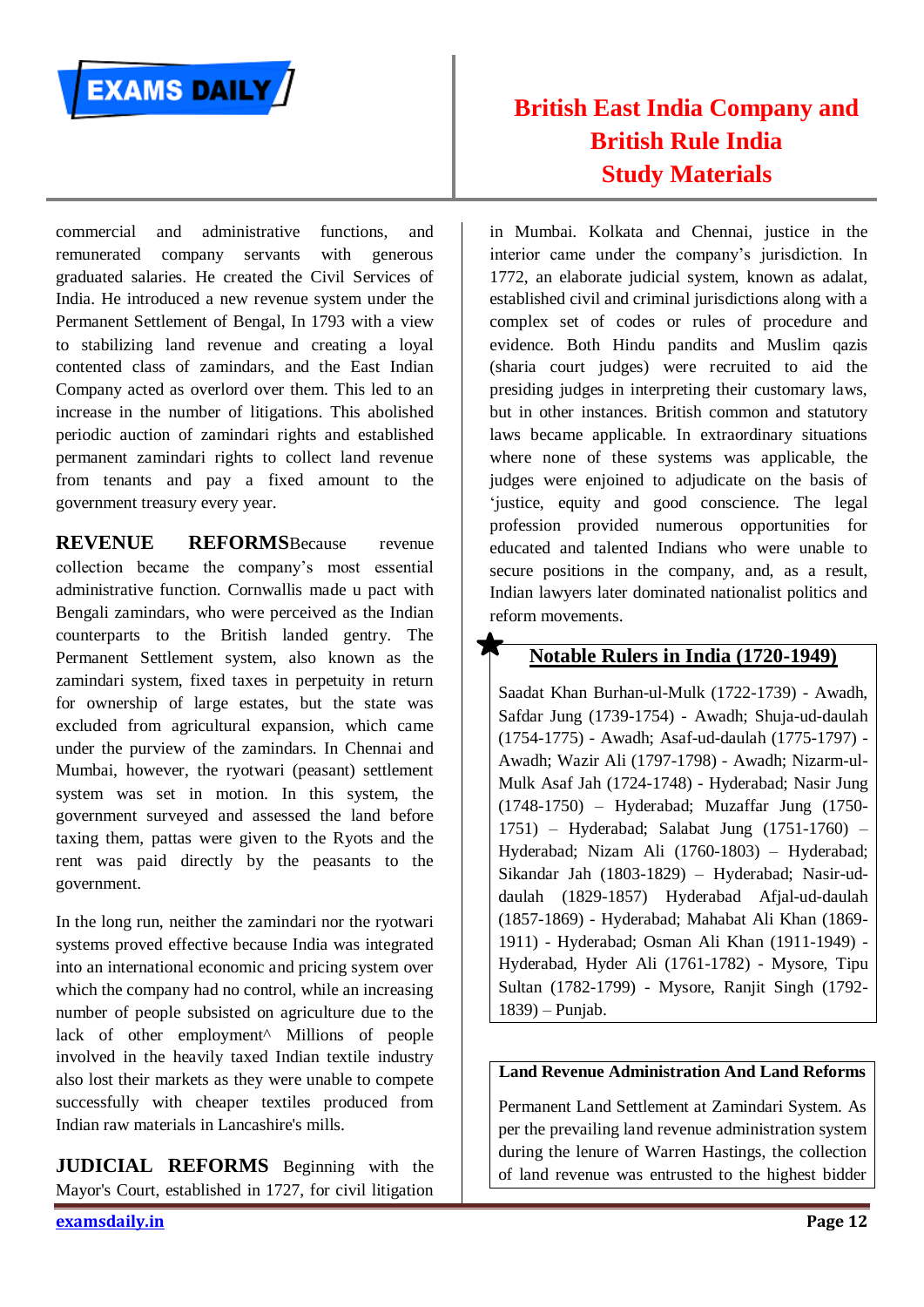commercial and administrative functions, and remunerated company servants with generous graduated salaries. He created the Civil Services of India. He introduced a new revenue system under the Permanent Settlement of Bengal, In 1793 with a view to stabilizing land revenue and creating a loyal contented class of zamindars, and the East Indian Company acted as overlord over them. This led to an increase in the number of litigations. This abolished periodic auction of zamindari rights and established permanent zamindari rights to collect land revenue from tenants and pay a fixed amount to the government treasury every year.

**REVENUE REFORMS**Because revenue collection became the company's most essential administrative function. Cornwallis made u pact with Bengali zamindars, who were perceived as the Indian counterparts to the British landed gentry. The Permanent Settlement system, also known as the zamindari system, fixed taxes in perpetuity in return for ownership of large estates, but the state was excluded from agricultural expansion, which came under the purview of the zamindars. In Chennai and Mumbai, however, the ryotwari (peasant) settlement system was set in motion. In this system, the government surveyed and assessed the land before taxing them, pattas were given to the Ryots and the rent was paid directly by the peasants to the government.

In the long run, neither the zamindari nor the ryotwari systems proved effective because India was integrated into an international economic and pricing system over which the company had no control, while an increasing number of people subsisted on agriculture due to the lack of other employment^ Millions of people involved in the heavily taxed Indian textile industry also lost their markets as they were unable to compete successfully with cheaper textiles produced from Indian raw materials in Lancashire's mills.

**JUDICIAL REFORMS** Beginning with the Mayor's Court, established in 1727, for civil litigation in Mumbai. Kolkata and Chennai, justice in the interior came under the company's jurisdiction. In 1772, an elaborate judicial system, known as adalat, established civil and criminal jurisdictions along with a complex set of codes or rules of procedure and evidence. Both Hindu pandits and Muslim qazis (sharia court judges) were recruited to aid the presiding judges in interpreting their customary laws, but in other instances. British common and statutory laws became applicable. In extraordinary situations where none of these systems was applicable, the judges were enjoined to adjudicate on the basis of 'justice, equity and good conscience. The legal profession provided numerous opportunities for educated and talented Indians who were unable to secure positions in the company, and, as a result, Indian lawyers later dominated nationalist politics and reform movements.

## Notable Rulers in India (1720-1949)

Saadat Khan Burhan-ul-Mulk (1722-1739) - Awadh, Safdar Jung (1739-1754) - Awadh; Shuja-ud-daulah (1754-1775) - Awadh; Asaf-ud-daulah (1775-1797) - Awadh; Wazir Ali (1797-1798) - Awadh; Nizarm-ul-Mulk Asaf Jah (1724-1748) - Hyderabad; Nasir Jung (1748-1750) – Hyderabad; Muzaffar Jung (1750-1751) – Hyderabad; Salabat Jung (1751-1760) – Hyderabad; Nizam Ali (1760-1803) – Hyderabad; Sikandar Jah (1803-1829) – Hyderabad; Nasir-ud-daulah (1829-1857) Hyderabad Afjal-ud-daulah (1857-1869) - Hyderabad; Mahabat Ali Khan (1869-1911) - Hyderabad; Osman Ali Khan (1911-1949) - Hyderabad, Hyder Ali (1761-1782) - Mysore, Tipu Sultan (1782-1799) - Mysore, Ranjit Singh (1792-1839) – Punjab.

**Land Revenue Administration And Land Reforms**

Permanent Land Settlement at Zamindari System. As per the prevailing land revenue administration system during the lenure of Warren Hastings, the collection of land revenue was entrusted to the highest bidder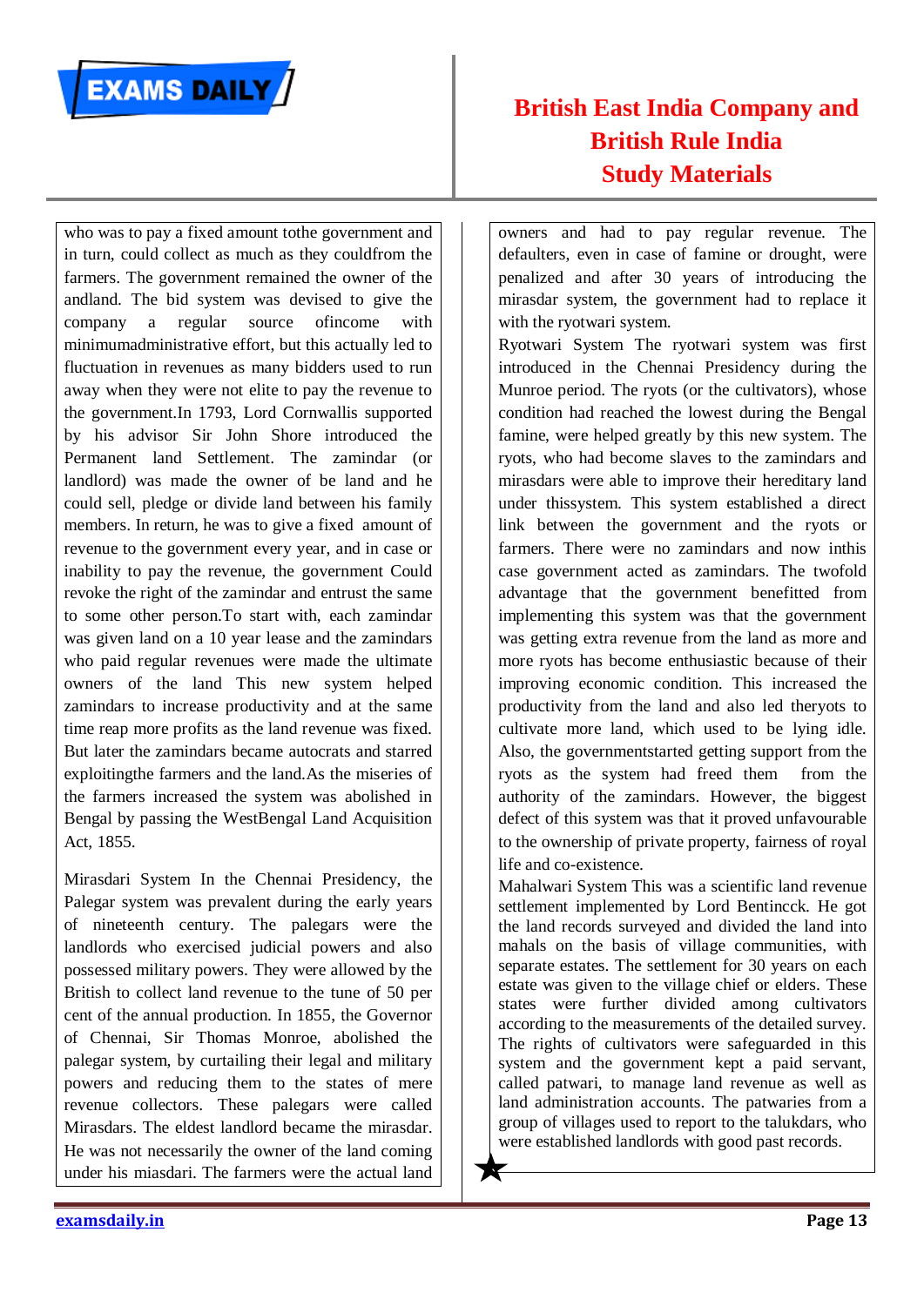who was to pay a fixed amount tothe government and in turn, could collect as much as they couldfrom the farmers. The government remained the owner of the andland. The bid system was devised to give the company a regular source ofincome with minimumadministrative effort, but this actually led to fluctuation in revenues as many bidders used to run away when they were not elite to pay the revenue to the government.In 1793, Lord Cornwallis supported by his advisor Sir John Shore introduced the Permanent land Settlement. The zamindar (or landlord) was made the owner of be land and he could sell, pledge or divide land between his family members. In return, he was to give a fixed amount of revenue to the government every year, and in case or inability to pay the revenue, the government Could revoke the right of the zamindar and entrust the same to some other person.To start with, each zamindar was given land on a 10 year lease and the zamindars who paid regular revenues were made the ultimate owners of the land This new system helped zamindars to increase productivity and at the same time reap more profits as the land revenue was fixed. But later the zamindars became autocrats and starred exploitingthe farmers and the land.As the miseries of the farmers increased the system was abolished in Bengal by passing the WestBengal Land Acquisition Act, 1855.

Mirasdari System In the Chennai Presidency, the Palegar system was prevalent during the early years of nineteenth century. The palegars were the landlords who exercised judicial powers and also possessed military powers. They were allowed by the British to collect land revenue to the tune of 50 per cent of the annual production. In 1855, the Governor of Chennai, Sir Thomas Monroe, abolished the palegar system, by curtailing their legal and military powers and reducing them to the states of mere revenue collectors. These palegars were called Mirasdars. The eldest landlord became the mirasdar. He was not necessarily the owner of the land coming under his miasdari. The farmers were the actual land owners and had to pay regular revenue. The defaulters, even in case of famine or drought, were penalized and after 30 years of introducing the mirasdar system, the government had to replace it with the ryotwari system.

Ryotwari System The ryotwari system was first introduced in the Chennai Presidency during the Munroe period. The ryots (or the cultivators), whose condition had reached the lowest during the Bengal famine, were helped greatly by this new system. The ryots, who had become slaves to the zamindars and mirasdars were able to improve their hereditary land under thissystem. This system established a direct link between the government and the ryots or farmers. There were no zamindars and now inthis case government acted as zamindars. The twofold advantage that the government benefitted from implementing this system was that the government was getting extra revenue from the land as more and more ryots has become enthusiastic because of their improving economic condition. This increased the productivity from the land and also led theryots to cultivate more land, which used to be lying idle. Also, the governmentstarted getting support from the ryots as the system had freed them from the authority of the zamindars. However, the biggest defect of this system was that it proved unfavourable to the ownership of private property, fairness of royal life and co-existence.

Mahalwari System This was a scientific land revenue settlement implemented by Lord Bentincck. He got the land records surveyed and divided the land into mahals on the basis of village communities, with separate estates. The settlement for 30 years on each estate was given to the village chief or elders. These states were further divided among cultivators according to the measurements of the detailed survey. The rights of cultivators were safeguarded in this system and the government kept a paid servant, called patwari, to manage land revenue as well as land administration accounts. The patwaries from a group of villages used to report to the talukdars, who were established landlords with good past records.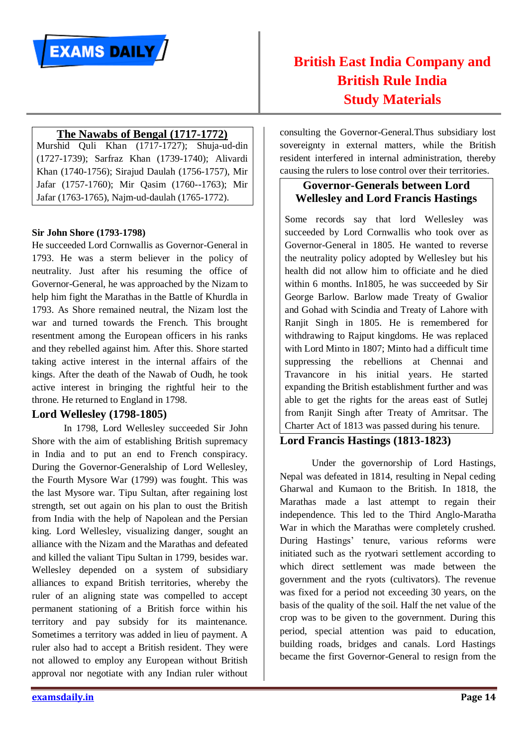### The Nawabs of Bengal (1717-1772)

Murshid Quli Khan (1717-1727); Shuja-ud-din (1727-1739); Sarfraz Khan (1739-1740); Alivardi Khan (1740-1756); Sirajud Daulah (1756-1757), Mir Jafar (1757-1760); Mir Qasim (1760--1763); Mir Jafar (1763-1765), Najm-ud-daulah (1765-1772).

**Sir John Shore (1793-1798)**

He succeeded Lord Cornwallis as Governor-General in 1793. He was a sterm believer in the policy of neutrality. Just after his resuming the office of Governor-General, he was approached by the Nizam to help him fight the Marathas in the Battle of Khurdla in 1793. As Shore remained neutral, the Nizam lost the war and turned towards the French. This brought resentment among the European officers in his ranks and they rebelled against him. After this. Shore started taking active interest in the internal affairs of the kings. After the death of the Nawab of Oudh, he took active interest in bringing the rightful heir to the throne. He returned to England in 1798.

## Lord Wellesley (1798-1805)

In 1798, Lord Wellesley succeeded Sir John Shore with the aim of establishing British supremacy in India and to put an end to French conspiracy. During the Governor-Generalship of Lord Wellesley, the Fourth Mysore War (1799) was fought. This was the last Mysore war. Tipu Sultan, after regaining lost strength, set out again on his plan to oust the British from India with the help of Napolean and the Persian king. Lord Wellesley, visualizing danger, sought an alliance with the Nizam and the Marathas and defeated and killed the valiant Tipu Sultan in 1799, besides war. Wellesley depended on a system of subsidiary alliances to expand British territories, whereby the ruler of an aligning state was compelled to accept permanent stationing of a British force within his territory and pay subsidy for its maintenance. Sometimes a territory was added in lieu of payment. A ruler also had to accept a British resident. They were not allowed to employ any European without British approval nor negotiate with any Indian ruler without consulting the Governor-General.Thus subsidiary lost sovereignty in external matters, while the British resident interfered in internal administration, thereby causing the rulers to lose control over their territories.

### Governor-Generals between Lord Wellesley and Lord Francis Hastings

Some records say that lord Wellesley was succeeded by Lord Cornwallis who took over as Governor-General in 1805. He wanted to reverse the neutrality policy adopted by Wellesley but his health did not allow him to officiate and he died within 6 months. In1805, he was succeeded by Sir George Barlow. Barlow made Treaty of Gwalior and Gohad with Scindia and Treaty of Lahore with Ranjit Singh in 1805. He is remembered for withdrawing to Rajput kingdoms. He was replaced with Lord Minto in 1807; Minto had a difficult time suppressing the rebellions at Chennai and Travancore in his initial years. He started expanding the British establishment further and was able to get the rights for the areas east of Sutlej from Ranjit Singh after Treaty of Amritsar. The Charter Act of 1813 was passed during his tenure.

## Lord Francis Hastings (1813-1823)

Under the governorship of Lord Hastings, Nepal was defeated in 1814, resulting in Nepal ceding Gharwal and Kumaon to the British. In 1818, the Marathas made a last attempt to regain their independence. This led to the Third Anglo-Maratha War in which the Marathas were completely crushed. During Hastings' tenure, various reforms were initiated such as the ryotwari settlement according to which direct settlement was made between the government and the ryots (cultivators). The revenue was fixed for a period not exceeding 30 years, on the basis of the quality of the soil. Half the net value of the crop was to be given to the government. During this period, special attention was paid to education, building roads, bridges and canals. Lord Hastings became the first Governor-General to resign from the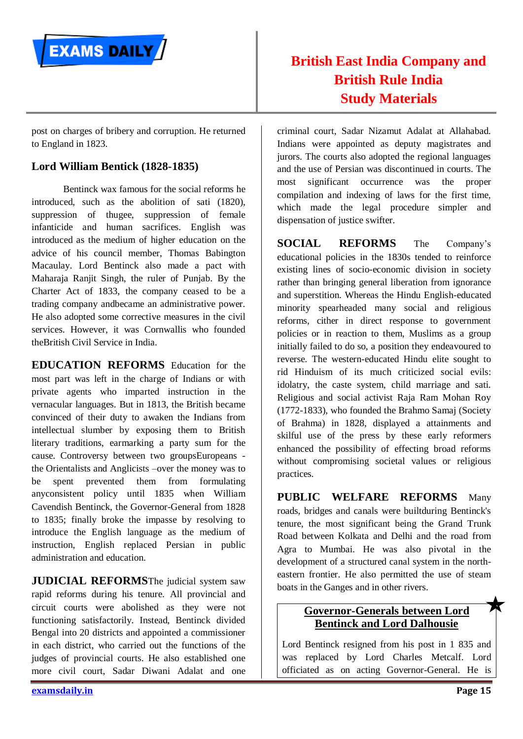post on charges of bribery and corruption. He returned to England in 1823.

### Lord William Bentick (1828-1835)

Bentinck wax famous for the social reforms he introduced, such as the abolition of sati (1820), suppression of thugee, suppression of female infanticide and human sacrifices. English was introduced as the medium of higher education on the advice of his council member, Thomas Babington Macaulay. Lord Bentinck also made a pact with Maharaja Ranjit Singh, the ruler of Punjab. By the Charter Act of 1833, the company ceased to be a trading company andbecame an administrative power. He also adopted some corrective measures in the civil services. However, it was Cornwallis who founded theBritish Civil Service in India.

**EDUCATION REFORMS** Education for the most part was left in the charge of Indians or with private agents who imparted instruction in the vernacular languages. But in 1813, the British became convinced of their duty to awaken the Indians from intellectual slumber by exposing them to British literary traditions, earmarking a party sum for the cause. Controversy between two groupsEuropeans - the Orientalists and Anglicists –over the money was to be spent prevented them from formulating anyconsistent policy until 1835 when William Cavendish Bentinck, the Governor-General from 1828 to 1835; finally broke the impasse by resolving to introduce the English language as the medium of instruction, English replaced Persian in public administration and education.

**JUDICIAL REFORMS**The judicial system saw rapid reforms during his tenure. All provincial and circuit courts were abolished as they were not functioning satisfactorily. Instead, Bentinck divided Bengal into 20 districts and appointed a commissioner in each district, who carried out the functions of the judges of provincial courts. He also established one more civil court, Sadar Diwani Adalat and one criminal court, Sadar Nizamut Adalat at Allahabad. Indians were appointed as deputy magistrates and jurors. The courts also adopted the regional languages and the use of Persian was discontinued in courts. The most significant occurrence was the proper compilation and indexing of laws for the first time, which made the legal procedure simpler and dispensation of justice swifter.

**SOCIAL REFORMS** The Company's educational policies in the 1830s tended to reinforce existing lines of socio-economic division in society rather than bringing general liberation from ignorance and superstition. Whereas the Hindu English-educated minority spearheaded many social and religious reforms, cither in direct response to government policies or in reaction to them, Muslims as a group initially failed to do so, a position they endeavoured to reverse. The western-educated Hindu elite sought to rid Hinduism of its much criticized social evils: idolatry, the caste system, child marriage and sati. Religious and social activist Raja Ram Mohan Roy (1772-1833), who founded the Brahmo Samaj (Society of Brahma) in 1828, displayed a attainments and skilful use of the press by these early reformers enhanced the possibility of effecting broad reforms without compromising societal values or religious practices.

**PUBLIC WELFARE REFORMS** Many roads, bridges and canals were builtduring Bentinck's tenure, the most significant being the Grand Trunk Road between Kolkata and Delhi and the road from Agra to Mumbai. He was also pivotal in the development of a structured canal system in the north-eastern frontier. He also permitted the use of steam boats in the Ganges and in other rivers.

### Governor-Generals between Lord Bentinck and Lord Dalhousie

Lord Bentinck resigned from his post in 1 835 and was replaced by Lord Charles Metcalf. Lord officiated as on acting Governor-General. He is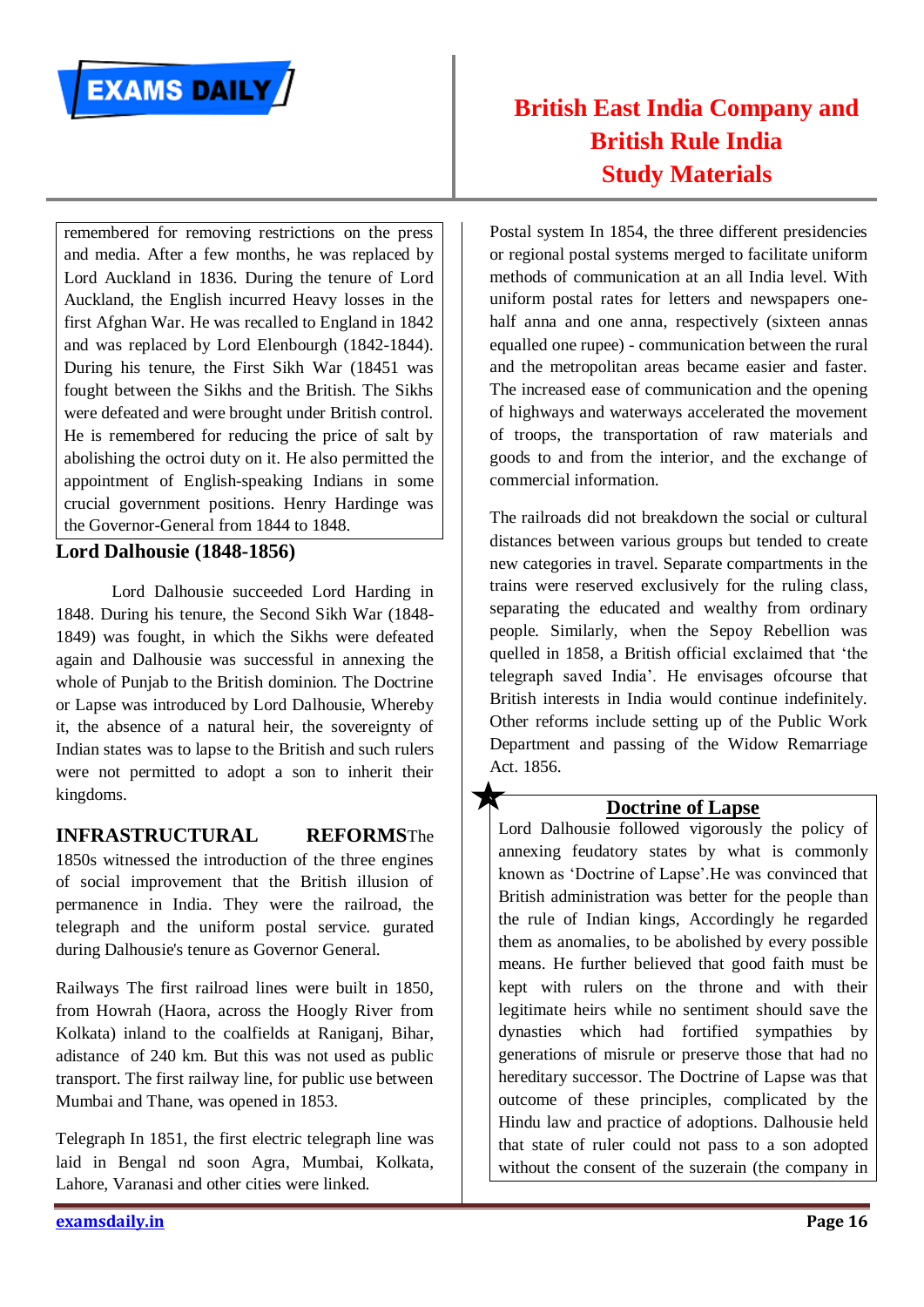remembered for removing restrictions on the press and media. After a few months, he was replaced by Lord Auckland in 1836. During the tenure of Lord Auckland, the English incurred Heavy losses in the first Afghan War. He was recalled to England in 1842 and was replaced by Lord Elenbourgh (1842-1844). During his tenure, the First Sikh War (18451 was fought between the Sikhs and the British. The Sikhs were defeated and were brought under British control. He is remembered for reducing the price of salt by abolishing the octroi duty on it. He also permitted the appointment of English-speaking Indians in some crucial government positions. Henry Hardinge was the Governor-General from 1844 to 1848.

## Lord Dalhousie (1848-1856)

Lord Dalhousie succeeded Lord Harding in 1848. During his tenure, the Second Sikh War (1848-1849) was fought, in which the Sikhs were defeated again and Dalhousie was successful in annexing the whole of Punjab to the British dominion. The Doctrine or Lapse was introduced by Lord Dalhousie, Whereby it, the absence of a natural heir, the sovereignty of Indian states was to lapse to the British and such rulers were not permitted to adopt a son to inherit their kingdoms.

**INFRASTRUCTURAL REFORMS**The 1850s witnessed the introduction of the three engines of social improvement that the British illusion of permanence in India. They were the railroad, the telegraph and the uniform postal service. gurated during Dalhousie's tenure as Governor General.

Railways The first railroad lines were built in 1850, from Howrah (Haora, across the Hoogly River from Kolkata) inland to the coalfields at Raniganj, Bihar, adistance of 240 km. But this was not used as public transport. The first railway line, for public use between Mumbai and Thane, was opened in 1853.

Telegraph In 1851, the first electric telegraph line was laid in Bengal nd soon Agra, Mumbai, Kolkata, Lahore, Varanasi and other cities were linked.

Postal system In 1854, the three different presidencies or regional postal systems merged to facilitate uniform methods of communication at an all India level. With uniform postal rates for letters and newspapers one-half anna and one anna, respectively (sixteen annas equalled one rupee) - communication between the rural and the metropolitan areas became easier and faster. The increased ease of communication and the opening of highways and waterways accelerated the movement of troops, the transportation of raw materials and goods to and from the interior, and the exchange of commercial information.

The railroads did not breakdown the social or cultural distances between various groups but tended to create new categories in travel. Separate compartments in the trains were reserved exclusively for the ruling class, separating the educated and wealthy from ordinary people. Similarly, when the Sepoy Rebellion was quelled in 1858, a British official exclaimed that 'the telegraph saved India'. He envisages ofcourse that British interests in India would continue indefinitely. Other reforms include setting up of the Public Work Department and passing of the Widow Remarriage Act. 1856.

### Doctrine of Lapse

Lord Dalhousie followed vigorously the policy of annexing feudatory states by what is commonly known as 'Doctrine of Lapse'.He was convinced that British administration was better for the people than the rule of Indian kings, Accordingly he regarded them as anomalies, to be abolished by every possible means. He further believed that good faith must be kept with rulers on the throne and with their legitimate heirs while no sentiment should save the dynasties which had fortified sympathies by generations of misrule or preserve those that had no hereditary successor. The Doctrine of Lapse was that outcome of these principles, complicated by the Hindu law and practice of adoptions. Dalhousie held that state of ruler could not pass to a son adopted without the consent of the suzerain (the company in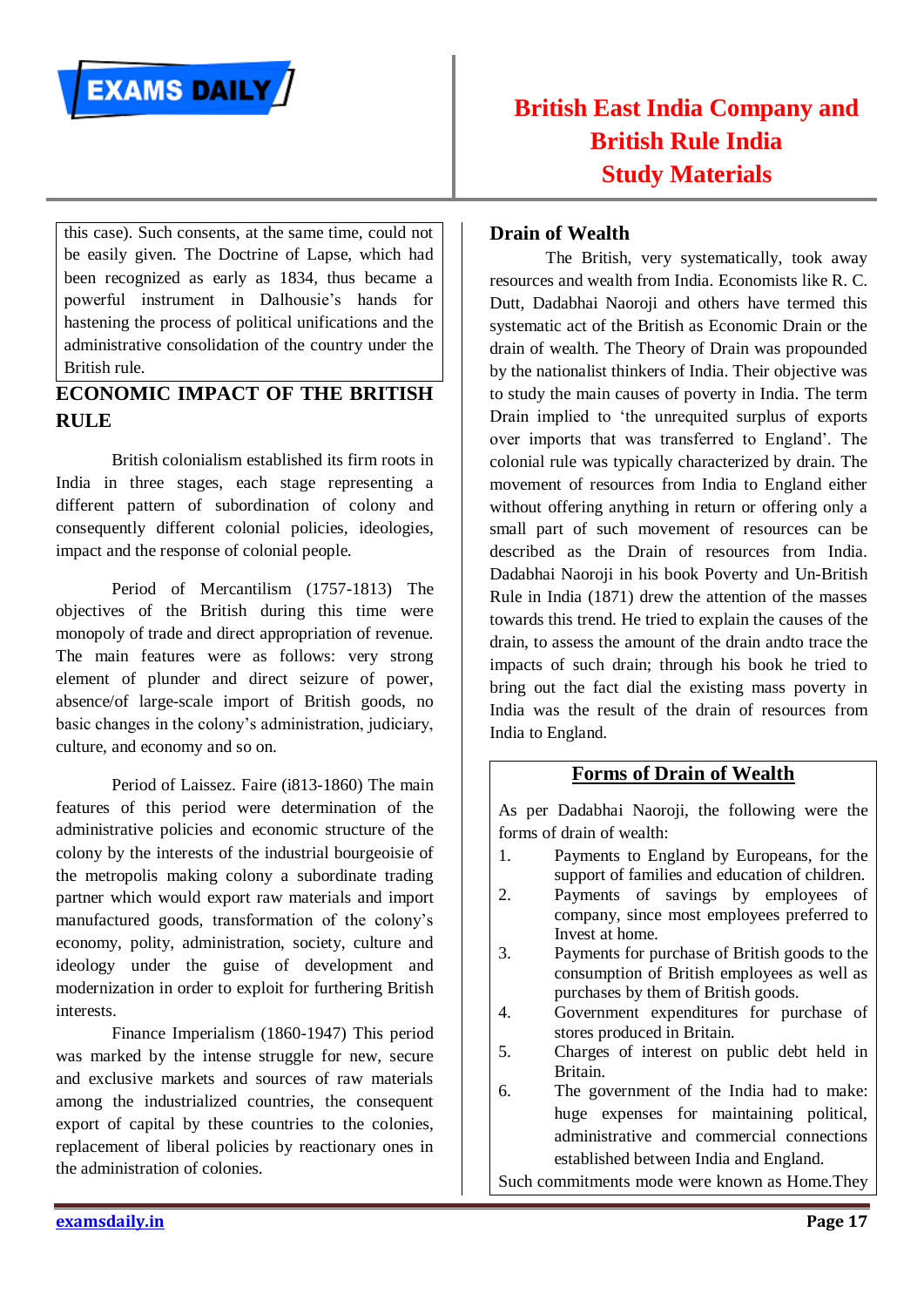this case). Such consents, at the same time, could not be easily given. The Doctrine of Lapse, which had been recognized as early as 1834, thus became a powerful instrument in Dalhousie's hands for hastening the process of political unifications and the administrative consolidation of the country under the British rule.

## ECONOMIC IMPACT OF THE BRITISH RULE

British colonialism established its firm roots in India in three stages, each stage representing a different pattern of subordination of colony and consequently different colonial policies, ideologies, impact and the response of colonial people.

Period of Mercantilism (1757-1813) The objectives of the British during this time were monopoly of trade and direct appropriation of revenue. The main features were as follows: very strong element of plunder and direct seizure of power, absence/of large-scale import of British goods, no basic changes in the colony's administration, judiciary, culture, and economy and so on.

Period of Laissez. Faire (i813-1860) The main features of this period were determination of the administrative policies and economic structure of the colony by the interests of the industrial bourgeoisie of the metropolis making colony a subordinate trading partner which would export raw materials and import manufactured goods, transformation of the colony's economy, polity, administration, society, culture and ideology under the guise of development and modernization in order to exploit for furthering British interests.

Finance Imperialism (1860-1947) This period was marked by the intense struggle for new, secure and exclusive markets and sources of raw materials among the industrialized countries, the consequent export of capital by these countries to the colonies, replacement of liberal policies by reactionary ones in the administration of colonies.

## Drain of Wealth

The British, very systematically, took away resources and wealth from India. Economists like R. C. Dutt, Dadabhai Naoroji and others have termed this systematic act of the British as Economic Drain or the drain of wealth. The Theory of Drain was propounded by the nationalist thinkers of India. Their objective was to study the main causes of poverty in India. The term Drain implied to 'the unrequited surplus of exports over imports that was transferred to England'. The colonial rule was typically characterized by drain. The movement of resources from India to England either without offering anything in return or offering only a small part of such movement of resources can be described as the Drain of resources from India. Dadabhai Naoroji in his book Poverty and Un-British Rule in India (1871) drew the attention of the masses towards this trend. He tried to explain the causes of the drain, to assess the amount of the drain andto trace the impacts of such drain; through his book he tried to bring out the fact dial the existing mass poverty in India was the result of the drain of resources from India to England.

### Forms of Drain of Wealth

As per Dadabhai Naoroji, the following were the forms of drain of wealth:

1. Payments to England by Europeans, for the support of families and education of children.
2. Payments of savings by employees of company, since most employees preferred to Invest at home.
3. Payments for purchase of British goods to the consumption of British employees as well as purchases by them of British goods.
4. Government expenditures for purchase of stores produced in Britain.
5. Charges of interest on public debt held in Britain.
6. The government of the India had to make: huge expenses for maintaining political, administrative and commercial connections established between India and England.

Such commitments mode were known as Home.They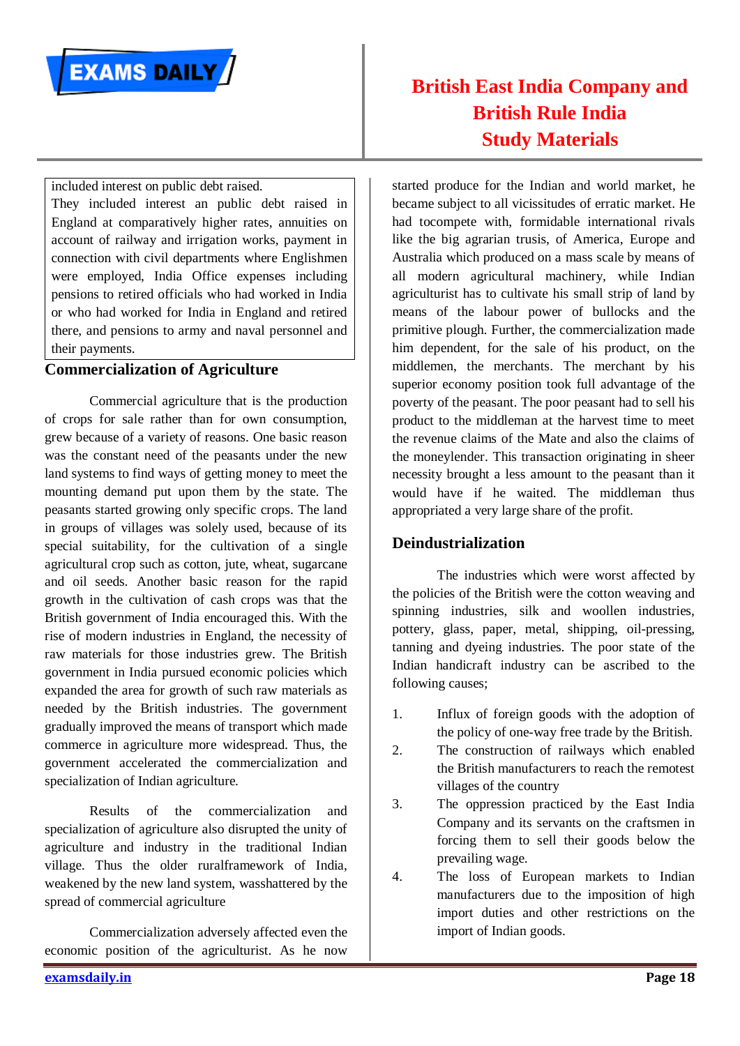included interest on public debt raised.
They included interest an public debt raised in England at comparatively higher rates, annuities on account of railway and irrigation works, payment in connection with civil departments where Englishmen were employed, India Office expenses including pensions to retired officials who had worked in India or who had worked for India in England and retired there, and pensions to army and naval personnel and their payments.

## Commercialization of Agriculture

Commercial agriculture that is the production of crops for sale rather than for own consumption, grew because of a variety of reasons. One basic reason was the constant need of the peasants under the new land systems to find ways of getting money to meet the mounting demand put upon them by the state. The peasants started growing only specific crops. The land in groups of villages was solely used, because of its special suitability, for the cultivation of a single agricultural crop such as cotton, jute, wheat, sugarcane and oil seeds. Another basic reason for the rapid growth in the cultivation of cash crops was that the British government of India encouraged this. With the rise of modern industries in England, the necessity of raw materials for those industries grew. The British government in India pursued economic policies which expanded the area for growth of such raw materials as needed by the British industries. The government gradually improved the means of transport which made commerce in agriculture more widespread. Thus, the government accelerated the commercialization and specialization of Indian agriculture.

Results of the commercialization and specialization of agriculture also disrupted the unity of agriculture and industry in the traditional Indian village. Thus the older ruralframework of India, weakened by the new land system, wasshattered by the spread of commercial agriculture

Commercialization adversely affected even the economic position of the agriculturist. As he now started produce for the Indian and world market, he became subject to all vicissitudes of erratic market. He had tocompete with, formidable international rivals like the big agrarian trusis, of America, Europe and Australia which produced on a mass scale by means of all modern agricultural machinery, while Indian agriculturist has to cultivate his small strip of land by means of the labour power of bullocks and the primitive plough. Further, the commercialization made him dependent, for the sale of his product, on the middlemen, the merchants. The merchant by his superior economy position took full advantage of the poverty of the peasant. The poor peasant had to sell his product to the middleman at the harvest time to meet the revenue claims of the Mate and also the claims of the moneylender. This transaction originating in sheer necessity brought a less amount to the peasant than it would have if he waited. The middleman thus appropriated a very large share of the profit.

## Deindustrialization

The industries which were worst affected by the policies of the British were the cotton weaving and spinning industries, silk and woollen industries, pottery, glass, paper, metal, shipping, oil-pressing, tanning and dyeing industries. The poor state of the Indian handicraft industry can be ascribed to the following causes;

1. Influx of foreign goods with the adoption of the policy of one-way free trade by the British.
2. The construction of railways which enabled the British manufacturers to reach the remotest villages of the country
3. The oppression practiced by the East India Company and its servants on the craftsmen in forcing them to sell their goods below the prevailing wage.
4. The loss of European markets to Indian manufacturers due to the imposition of high import duties and other restrictions on the import of Indian goods.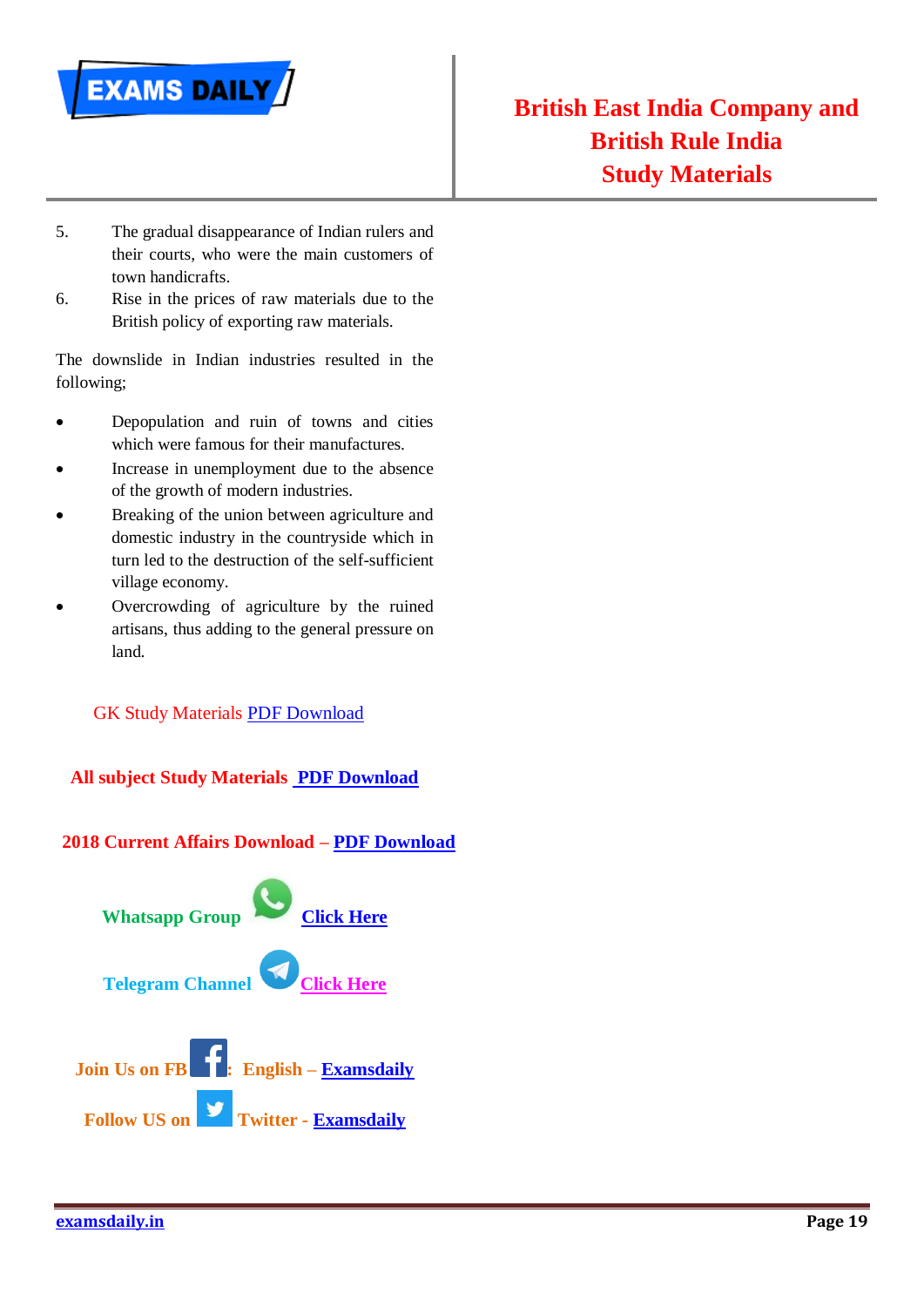5. The gradual disappearance of Indian rulers and their courts, who were the main customers of town handicrafts.
6. Rise in the prices of raw materials due to the British policy of exporting raw materials.

The downslide in Indian industries resulted in the following;

- Depopulation and ruin of towns and cities which were famous for their manufactures.
- Increase in unemployment due to the absence of the growth of modern industries.
- Breaking of the union between agriculture and domestic industry in the countryside which in turn led to the destruction of the self-sufficient village economy.
- Overcrowding of agriculture by the ruined artisans, thus adding to the general pressure on land.

GK Study Materials PDF Download

**All subject Study Materials PDF Download**

**2018 Current Affairs Download – PDF Download**

**Whatsapp Group Click Here**

**Telegram Channel Click Here**

**Join Us on FB: English – Examsdaily**

**Follow US on Twitter - Examsdaily**